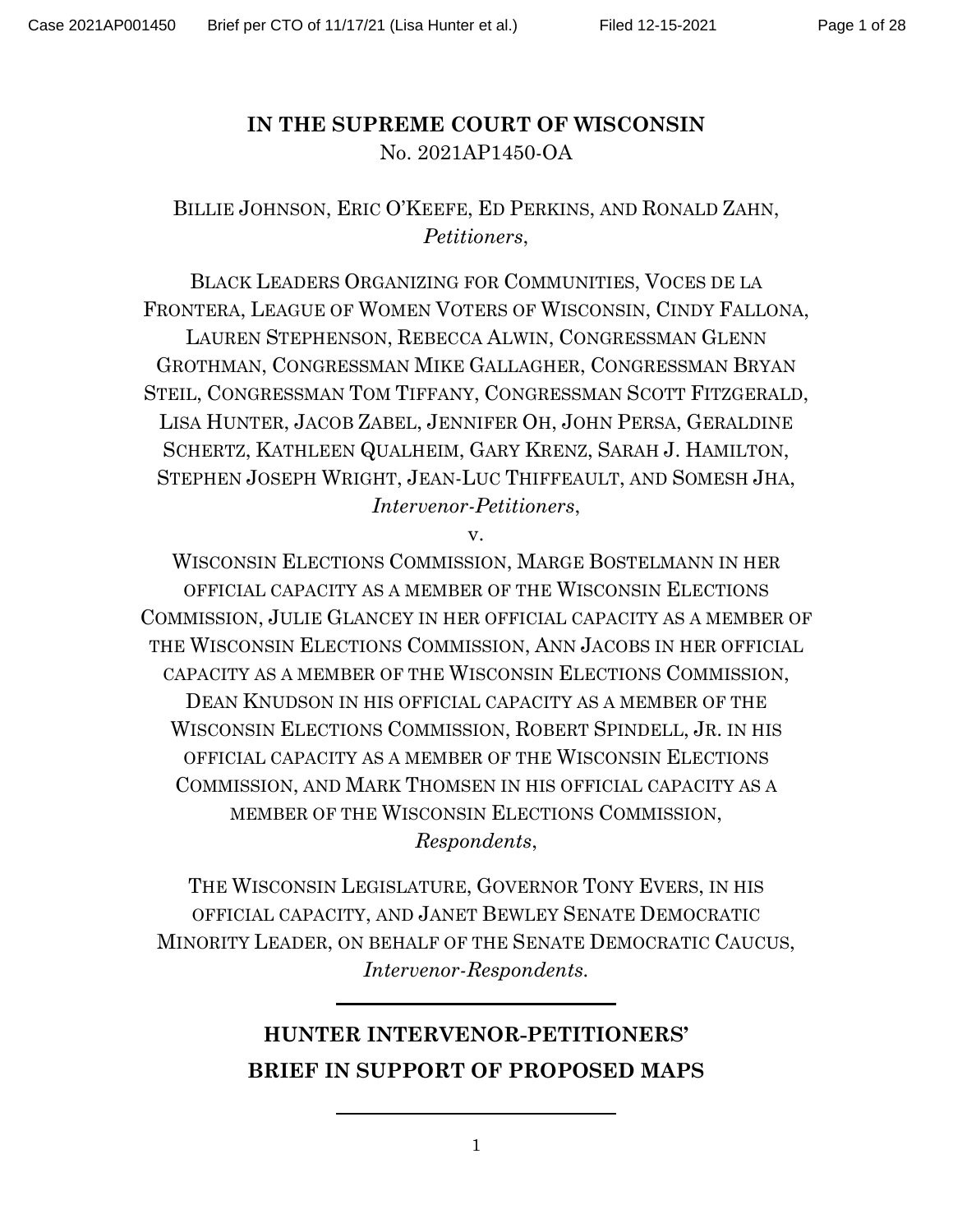**IN THE SUPREME COURT OF WISCONSIN**
No. 2021AP1450-OA

BILLIE JOHNSON, ERIC O'KEEFE, ED PERKINS, AND RONALD ZAHN,
*Petitioners*,

BLACK LEADERS ORGANIZING FOR COMMUNITIES, VOCES DE LA FRONTERA, LEAGUE OF WOMEN VOTERS OF WISCONSIN, CINDY FALLONA, LAUREN STEPHENSON, REBECCA ALWIN, CONGRESSMAN GLENN GROTHMAN, CONGRESSMAN MIKE GALLAGHER, CONGRESSMAN BRYAN STEIL, CONGRESSMAN TOM TIFFANY, CONGRESSMAN SCOTT FITZGERALD, LISA HUNTER, JACOB ZABEL, JENNIFER OH, JOHN PERSA, GERALDINE SCHERTZ, KATHLEEN QUALHEIM, GARY KRENZ, SARAH J. HAMILTON, STEPHEN JOSEPH WRIGHT, JEAN-LUC THIFFEAULT, AND SOMESH JHA,
*Intervenor-Petitioners*,

v.

WISCONSIN ELECTIONS COMMISSION, MARGE BOSTELMANN IN HER OFFICIAL CAPACITY AS A MEMBER OF THE WISCONSIN ELECTIONS COMMISSION, JULIE GLANCEY IN HER OFFICIAL CAPACITY AS A MEMBER OF THE WISCONSIN ELECTIONS COMMISSION, ANN JACOBS IN HER OFFICIAL CAPACITY AS A MEMBER OF THE WISCONSIN ELECTIONS COMMISSION, DEAN KNUDSON IN HIS OFFICIAL CAPACITY AS A MEMBER OF THE WISCONSIN ELECTIONS COMMISSION, ROBERT SPINDELL, JR. IN HIS OFFICIAL CAPACITY AS A MEMBER OF THE WISCONSIN ELECTIONS COMMISSION, AND MARK THOMSEN IN HIS OFFICIAL CAPACITY AS A MEMBER OF THE WISCONSIN ELECTIONS COMMISSION,
*Respondents*,

THE WISCONSIN LEGISLATURE, GOVERNOR TONY EVERS, IN HIS OFFICIAL CAPACITY, AND JANET BEWLEY SENATE DEMOCRATIC MINORITY LEADER, ON BEHALF OF THE SENATE DEMOCRATIC CAUCUS,
*Intervenor-Respondents.*

---

**HUNTER INTERVENOR-PETITIONERS'**
**BRIEF IN SUPPORT OF PROPOSED MAPS**

---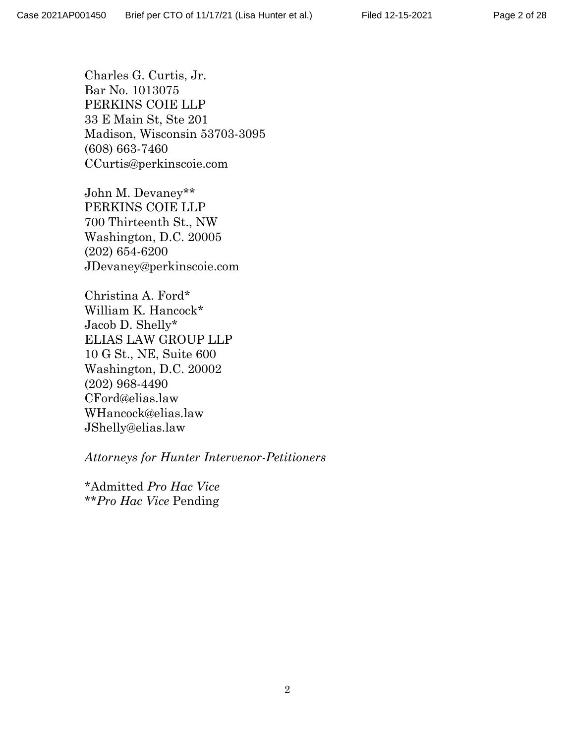Charles G. Curtis, Jr.
Bar No. 1013075
PERKINS COIE LLP
33 E Main St, Ste 201
Madison, Wisconsin 53703-3095
(608) 663-7460
CCurtis@perkinscoie.com

John M. Devaney**
PERKINS COIE LLP
700 Thirteenth St., NW
Washington, D.C. 20005
(202) 654-6200
JDevaney@perkinscoie.com

Christina A. Ford*
William K. Hancock*
Jacob D. Shelly*
ELIAS LAW GROUP LLP
10 G St., NE, Suite 600
Washington, D.C. 20002
(202) 968-4490
CFord@elias.law
WHancock@elias.law
JShelly@elias.law

*Attorneys for Hunter Intervenor-Petitioners*

*Admitted *Pro Hac Vice*
***Pro Hac Vice* Pending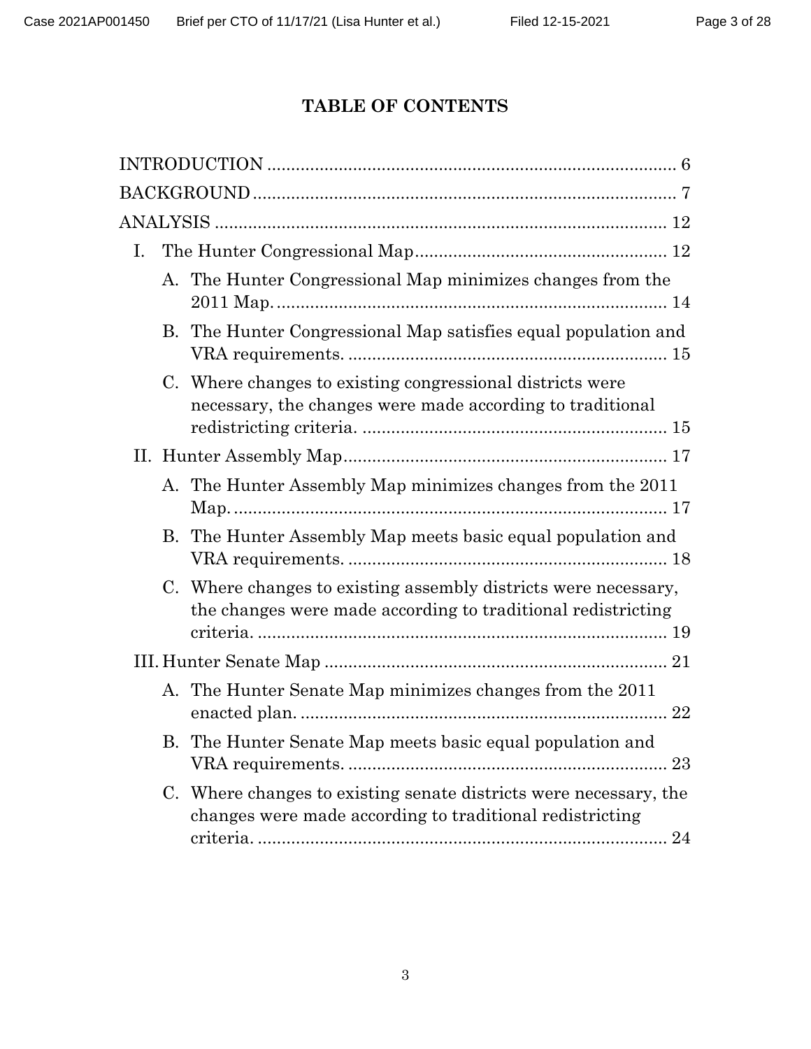# TABLE OF CONTENTS

INTRODUCTION ..................................................................................... 6

BACKGROUND ....................................................................................... 7

ANALYSIS ............................................................................................. 12

I. The Hunter Congressional Map ..................................................... 12

   A. The Hunter Congressional Map minimizes changes from the 2011 Map. ................................................................................ 14

   B. The Hunter Congressional Map satisfies equal population and VRA requirements. .................................................................. 15

   C. Where changes to existing congressional districts were necessary, the changes were made according to traditional redistricting criteria. ............................................................... 15

II. Hunter Assembly Map .................................................................... 17

   A. The Hunter Assembly Map minimizes changes from the 2011 Map. ......................................................................................... 17

   B. The Hunter Assembly Map meets basic equal population and VRA requirements. .................................................................. 18

   C. Where changes to existing assembly districts were necessary, the changes were made according to traditional redistricting criteria. ..................................................................................... 19

III. Hunter Senate Map ....................................................................... 21

   A. The Hunter Senate Map minimizes changes from the 2011 enacted plan. ............................................................................ 22

   B. The Hunter Senate Map meets basic equal population and VRA requirements. .................................................................. 23

   C. Where changes to existing senate districts were necessary, the changes were made according to traditional redistricting criteria. ..................................................................................... 24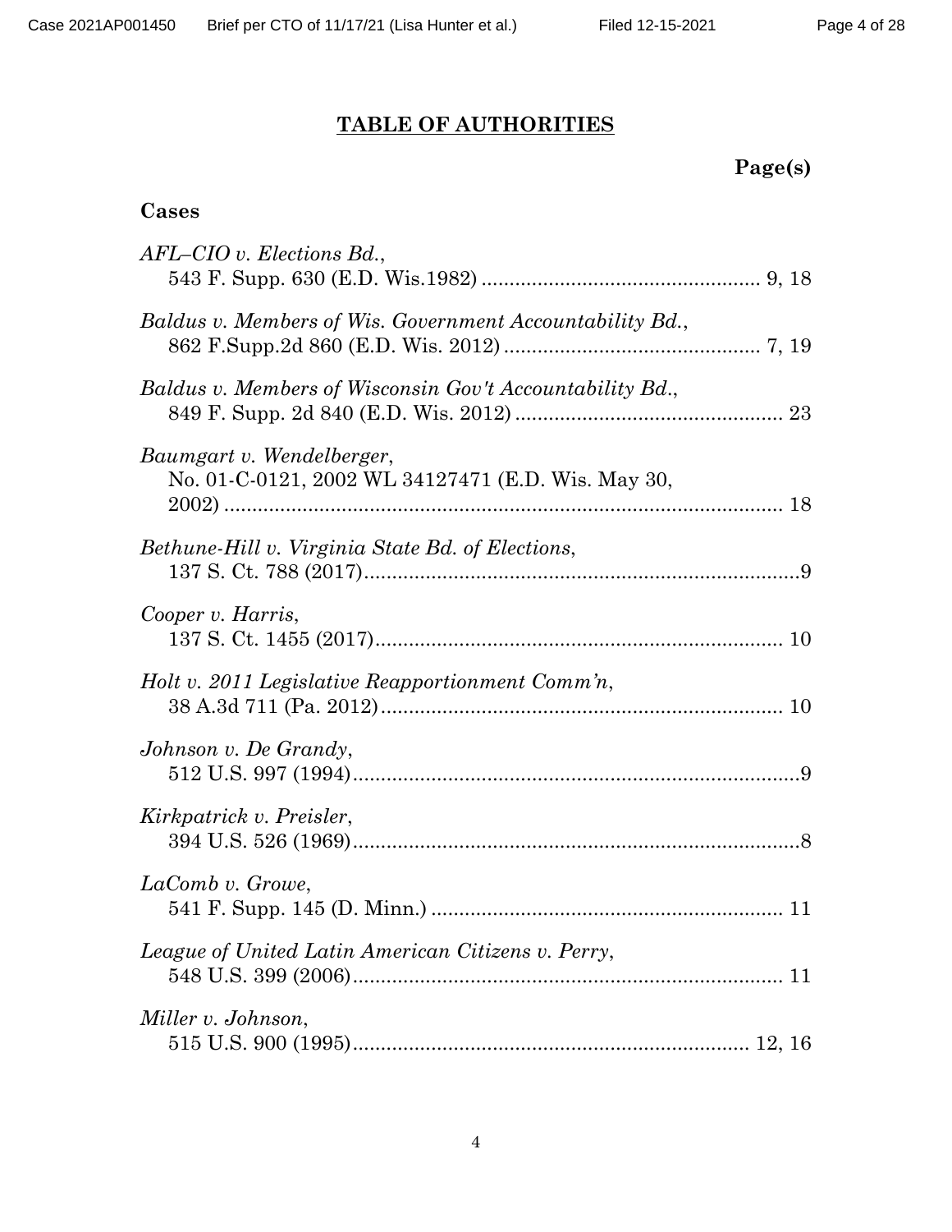# TABLE OF AUTHORITIES

**Page(s)**

## Cases

*AFL–CIO v. Elections Bd.*,
543 F. Supp. 630 (E.D. Wis.1982) .................................................. 9, 18

*Baldus v. Members of Wis. Government Accountability Bd.*,
862 F.Supp.2d 860 (E.D. Wis. 2012) .............................................. 7, 19

*Baldus v. Members of Wisconsin Gov't Accountability Bd.*,
849 F. Supp. 2d 840 (E.D. Wis. 2012) ................................................ 23

*Baumgart v. Wendelberger*,
No. 01-C-0121, 2002 WL 34127471 (E.D. Wis. May 30, 2002) ..................................................................................... 18

*Bethune-Hill v. Virginia State Bd. of Elections*,
137 S. Ct. 788 (2017)..............................................................................9

*Cooper v. Harris*,
137 S. Ct. 1455 (2017)......................................................................... 10

*Holt v. 2011 Legislative Reapportionment Comm'n*,
38 A.3d 711 (Pa. 2012)........................................................................ 10

*Johnson v. De Grandy*,
512 U.S. 997 (1994)................................................................................9

*Kirkpatrick v. Preisler*,
394 U.S. 526 (1969)................................................................................8

*LaComb v. Growe*,
541 F. Supp. 145 (D. Minn.) ............................................................... 11

*League of United Latin American Citizens v. Perry*,
548 U.S. 399 (2006).............................................................................. 11

*Miller v. Johnson*,
515 U.S. 900 (1995)...................................................................... 12, 16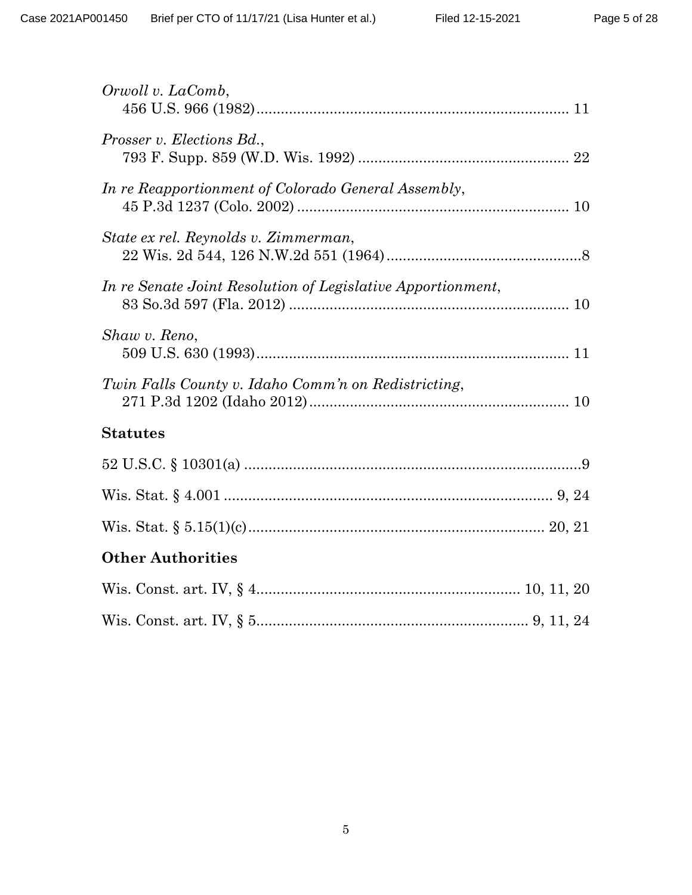*Orwoll v. LaComb*,
456 U.S. 966 (1982) ........................................................................... 11

*Prosser v. Elections Bd.*,
793 F. Supp. 859 (W.D. Wis. 1992) .................................................... 22

*In re Reapportionment of Colorado General Assembly*,
45 P.3d 1237 (Colo. 2002) .................................................................. 10

*State ex rel. Reynolds v. Zimmerman*,
22 Wis. 2d 544, 126 N.W.2d 551 (1964) ................................................8

*In re Senate Joint Resolution of Legislative Apportionment*,
83 So.3d 597 (Fla. 2012) ..................................................................... 10

*Shaw v. Reno*,
509 U.S. 630 (1993) ........................................................................... 11

*Twin Falls County v. Idaho Comm'n on Redistricting*,
271 P.3d 1202 (Idaho 2012) ............................................................... 10

## Statutes

52 U.S.C. § 10301(a) ..................................................................................9

Wis. Stat. § 4.001 ................................................................................ 9, 24

Wis. Stat. § 5.15(1)(c) ....................................................................... 20, 21

## Other Authorities

Wis. Const. art. IV, § 4 ................................................................ 10, 11, 20

Wis. Const. art. IV, § 5 .................................................................. 9, 11, 24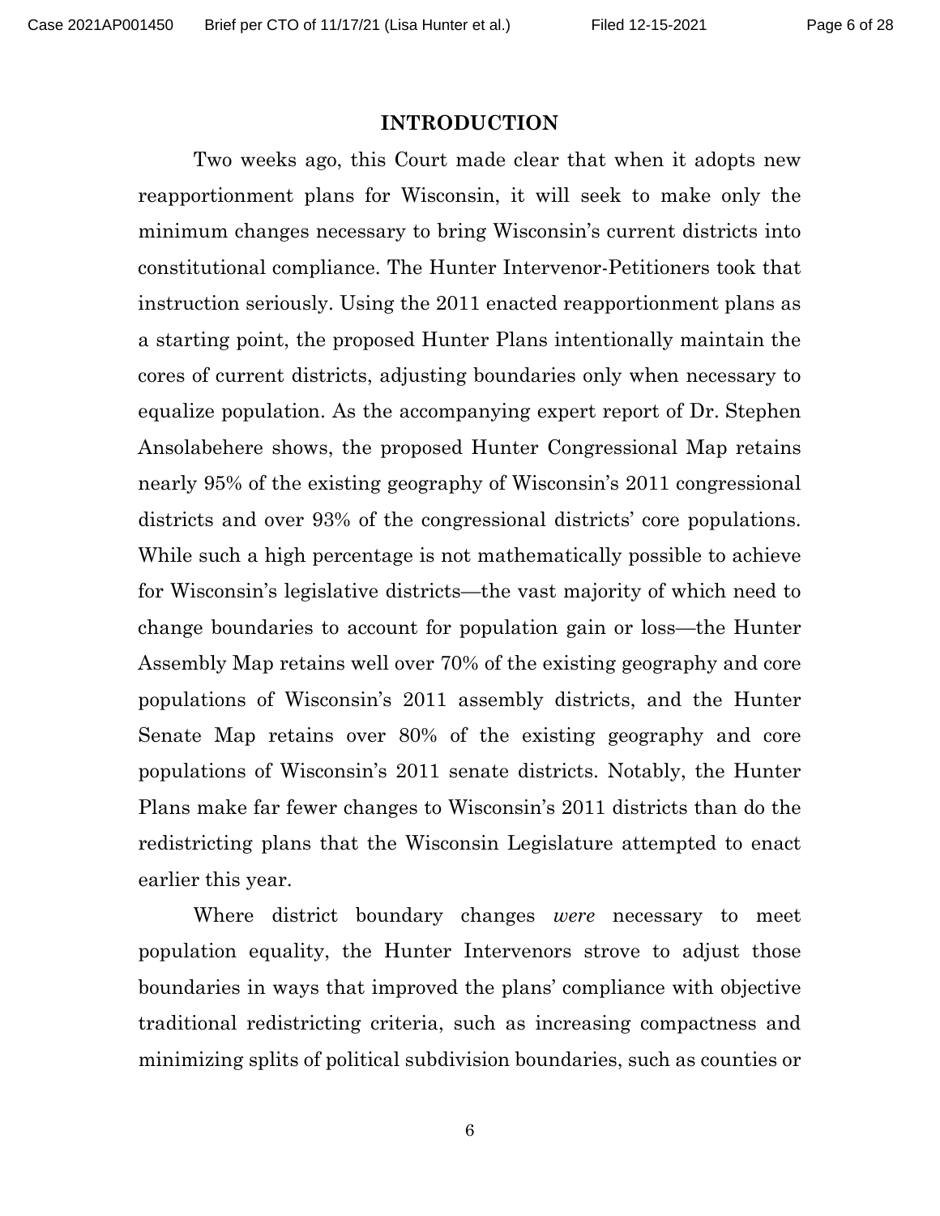## INTRODUCTION

Two weeks ago, this Court made clear that when it adopts new reapportionment plans for Wisconsin, it will seek to make only the minimum changes necessary to bring Wisconsin's current districts into constitutional compliance. The Hunter Intervenor-Petitioners took that instruction seriously. Using the 2011 enacted reapportionment plans as a starting point, the proposed Hunter Plans intentionally maintain the cores of current districts, adjusting boundaries only when necessary to equalize population. As the accompanying expert report of Dr. Stephen Ansolabehere shows, the proposed Hunter Congressional Map retains nearly 95% of the existing geography of Wisconsin's 2011 congressional districts and over 93% of the congressional districts' core populations. While such a high percentage is not mathematically possible to achieve for Wisconsin's legislative districts—the vast majority of which need to change boundaries to account for population gain or loss—the Hunter Assembly Map retains well over 70% of the existing geography and core populations of Wisconsin's 2011 assembly districts, and the Hunter Senate Map retains over 80% of the existing geography and core populations of Wisconsin's 2011 senate districts. Notably, the Hunter Plans make far fewer changes to Wisconsin's 2011 districts than do the redistricting plans that the Wisconsin Legislature attempted to enact earlier this year.

Where district boundary changes *were* necessary to meet population equality, the Hunter Intervenors strove to adjust those boundaries in ways that improved the plans' compliance with objective traditional redistricting criteria, such as increasing compactness and minimizing splits of political subdivision boundaries, such as counties or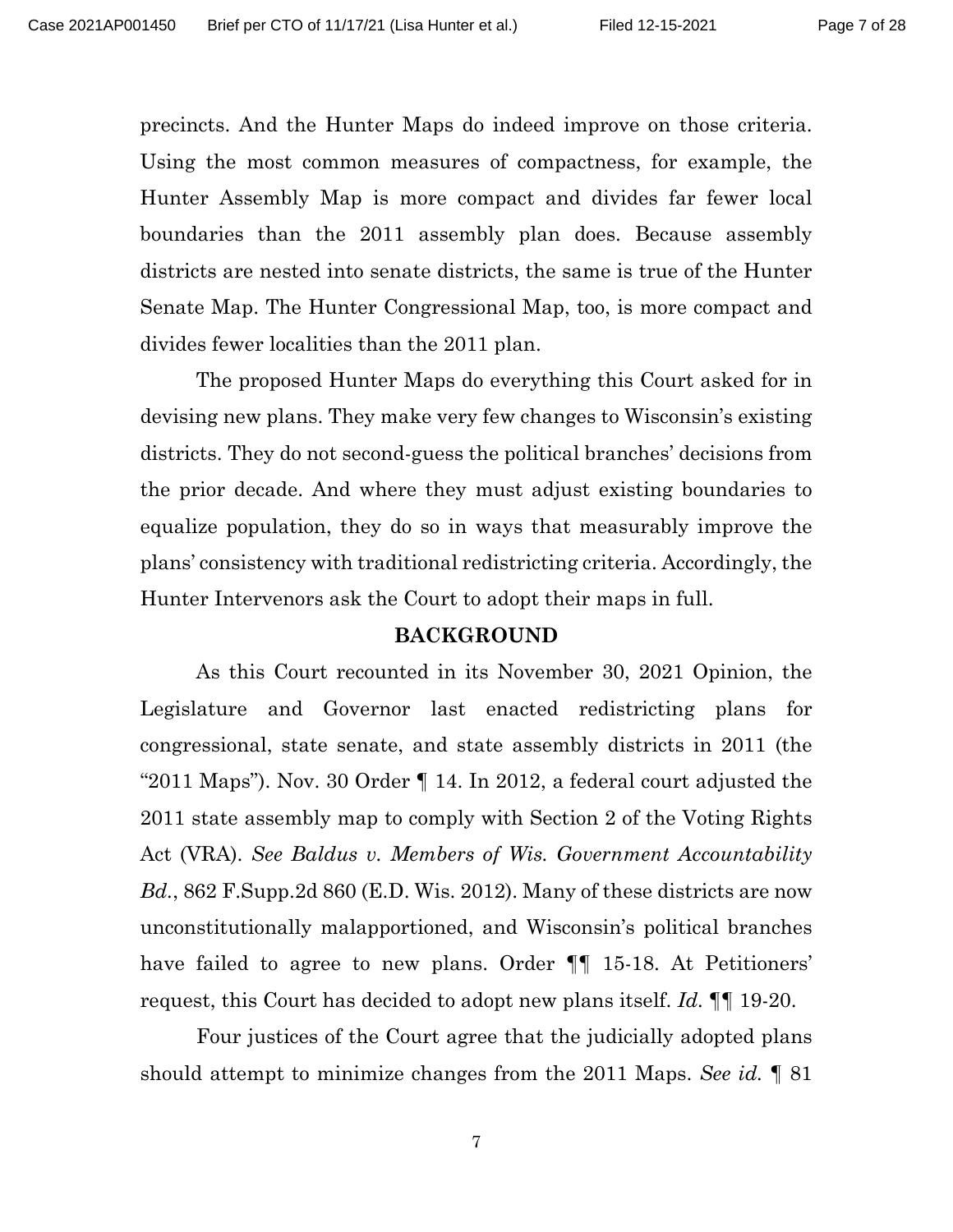precincts. And the Hunter Maps do indeed improve on those criteria. Using the most common measures of compactness, for example, the Hunter Assembly Map is more compact and divides far fewer local boundaries than the 2011 assembly plan does. Because assembly districts are nested into senate districts, the same is true of the Hunter Senate Map. The Hunter Congressional Map, too, is more compact and divides fewer localities than the 2011 plan.

The proposed Hunter Maps do everything this Court asked for in devising new plans. They make very few changes to Wisconsin's existing districts. They do not second-guess the political branches' decisions from the prior decade. And where they must adjust existing boundaries to equalize population, they do so in ways that measurably improve the plans' consistency with traditional redistricting criteria. Accordingly, the Hunter Intervenors ask the Court to adopt their maps in full.

## BACKGROUND

As this Court recounted in its November 30, 2021 Opinion, the Legislature and Governor last enacted redistricting plans for congressional, state senate, and state assembly districts in 2011 (the "2011 Maps"). Nov. 30 Order ¶ 14. In 2012, a federal court adjusted the 2011 state assembly map to comply with Section 2 of the Voting Rights Act (VRA). *See Baldus v. Members of Wis. Government Accountability Bd.*, 862 F.Supp.2d 860 (E.D. Wis. 2012). Many of these districts are now unconstitutionally malapportioned, and Wisconsin's political branches have failed to agree to new plans. Order ¶¶ 15-18. At Petitioners' request, this Court has decided to adopt new plans itself. *Id.* ¶¶ 19-20.

Four justices of the Court agree that the judicially adopted plans should attempt to minimize changes from the 2011 Maps. *See id.* ¶ 81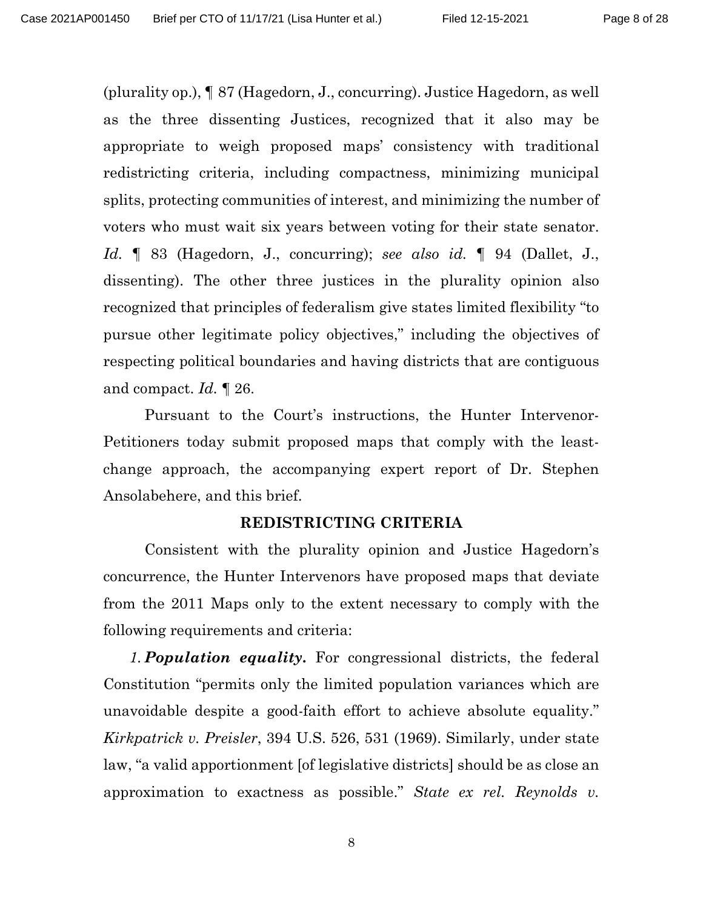(plurality op.), ¶ 87 (Hagedorn, J., concurring). Justice Hagedorn, as well as the three dissenting Justices, recognized that it also may be appropriate to weigh proposed maps' consistency with traditional redistricting criteria, including compactness, minimizing municipal splits, protecting communities of interest, and minimizing the number of voters who must wait six years between voting for their state senator. *Id.* ¶ 83 (Hagedorn, J., concurring); *see also id.* ¶ 94 (Dallet, J., dissenting). The other three justices in the plurality opinion also recognized that principles of federalism give states limited flexibility "to pursue other legitimate policy objectives," including the objectives of respecting political boundaries and having districts that are contiguous and compact. *Id.* ¶ 26.

Pursuant to the Court's instructions, the Hunter Intervenor-Petitioners today submit proposed maps that comply with the least-change approach, the accompanying expert report of Dr. Stephen Ansolabehere, and this brief.

## REDISTRICTING CRITERIA

Consistent with the plurality opinion and Justice Hagedorn's concurrence, the Hunter Intervenors have proposed maps that deviate from the 2011 Maps only to the extent necessary to comply with the following requirements and criteria:

*1.* ***Population equality.*** For congressional districts, the federal Constitution "permits only the limited population variances which are unavoidable despite a good-faith effort to achieve absolute equality." *Kirkpatrick v. Preisler*, 394 U.S. 526, 531 (1969). Similarly, under state law, "a valid apportionment [of legislative districts] should be as close an approximation to exactness as possible." *State ex rel. Reynolds v.*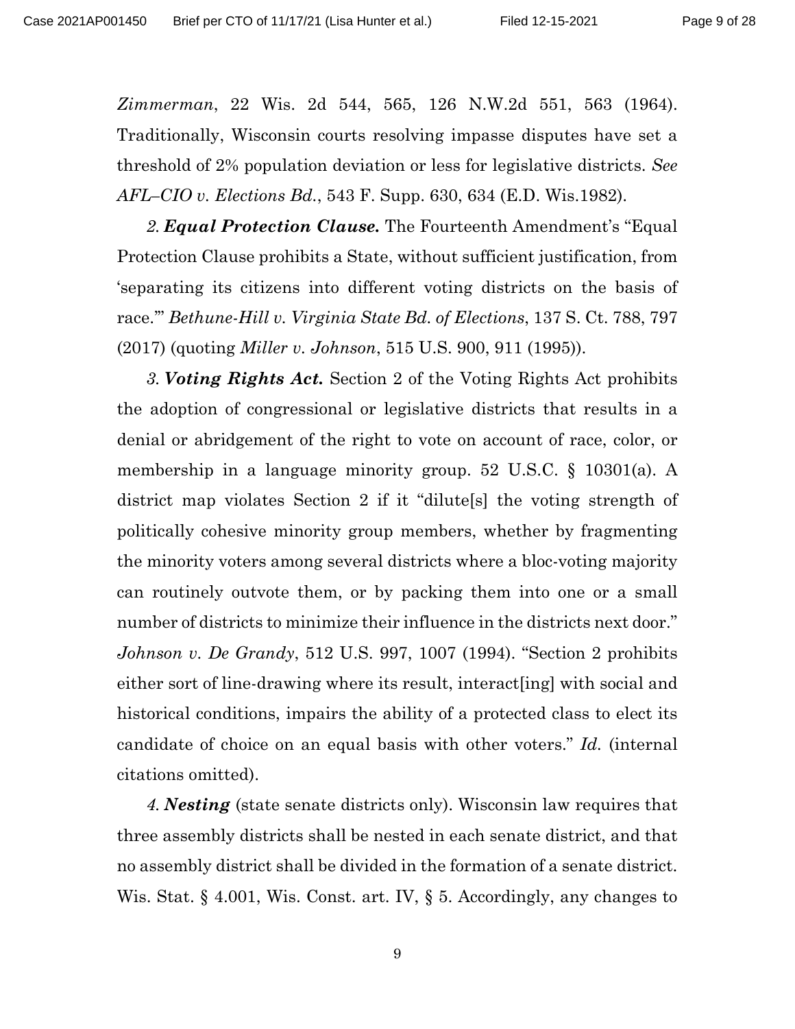*Zimmerman*, 22 Wis. 2d 544, 565, 126 N.W.2d 551, 563 (1964). Traditionally, Wisconsin courts resolving impasse disputes have set a threshold of 2% population deviation or less for legislative districts. *See AFL–CIO v. Elections Bd.*, 543 F. Supp. 630, 634 (E.D. Wis.1982).

*2. **Equal Protection Clause.*** The Fourteenth Amendment's "Equal Protection Clause prohibits a State, without sufficient justification, from 'separating its citizens into different voting districts on the basis of race.'" *Bethune-Hill v. Virginia State Bd. of Elections*, 137 S. Ct. 788, 797 (2017) (quoting *Miller v. Johnson*, 515 U.S. 900, 911 (1995)).

*3. **Voting Rights Act.*** Section 2 of the Voting Rights Act prohibits the adoption of congressional or legislative districts that results in a denial or abridgement of the right to vote on account of race, color, or membership in a language minority group. 52 U.S.C. § 10301(a). A district map violates Section 2 if it "dilute[s] the voting strength of politically cohesive minority group members, whether by fragmenting the minority voters among several districts where a bloc-voting majority can routinely outvote them, or by packing them into one or a small number of districts to minimize their influence in the districts next door." *Johnson v. De Grandy*, 512 U.S. 997, 1007 (1994). "Section 2 prohibits either sort of line-drawing where its result, interact[ing] with social and historical conditions, impairs the ability of a protected class to elect its candidate of choice on an equal basis with other voters." *Id.* (internal citations omitted).

*4. **Nesting*** (state senate districts only). Wisconsin law requires that three assembly districts shall be nested in each senate district, and that no assembly district shall be divided in the formation of a senate district. Wis. Stat. § 4.001, Wis. Const. art. IV, § 5. Accordingly, any changes to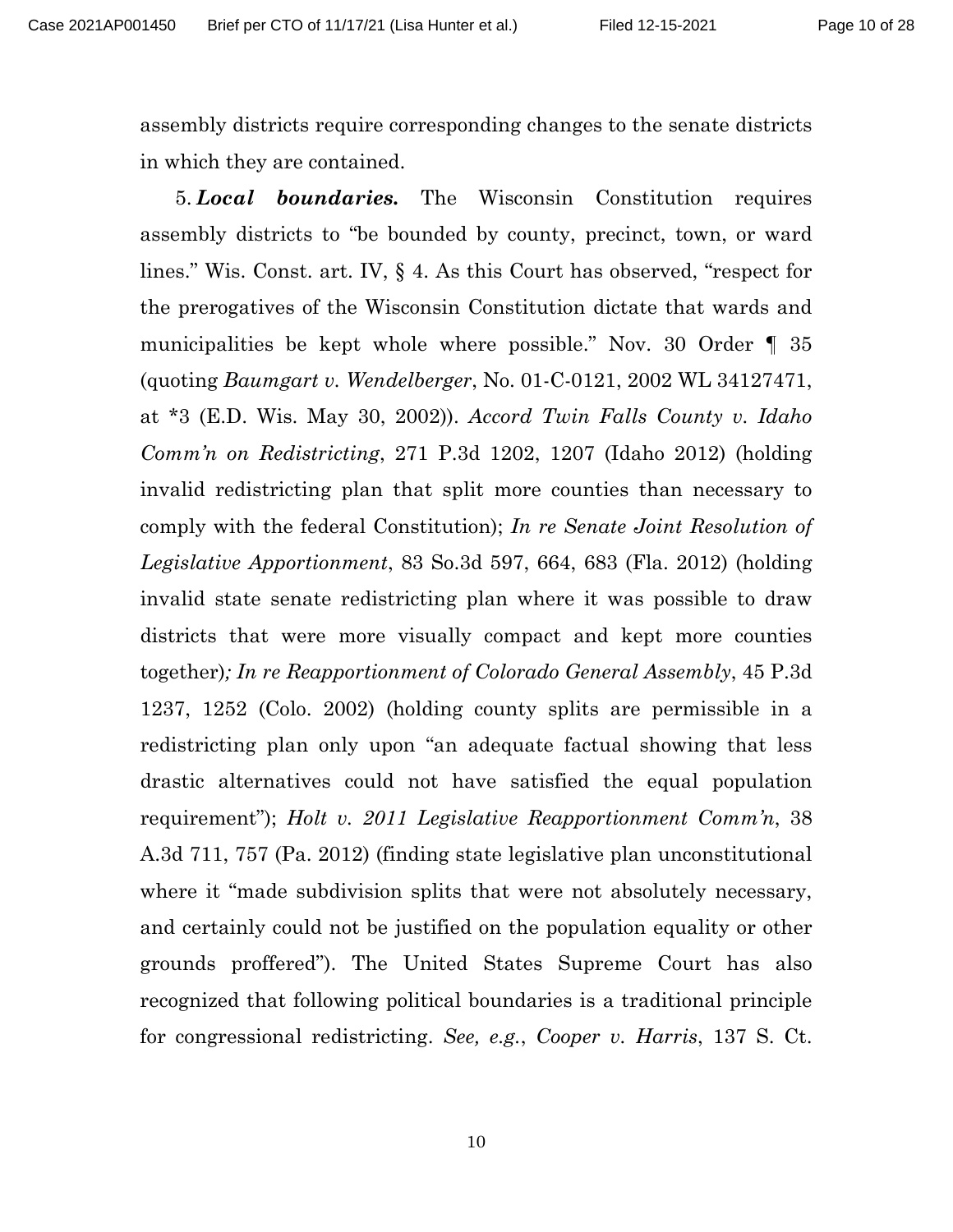assembly districts require corresponding changes to the senate districts in which they are contained.

5. ***Local boundaries.*** The Wisconsin Constitution requires assembly districts to "be bounded by county, precinct, town, or ward lines." Wis. Const. art. IV, § 4. As this Court has observed, "respect for the prerogatives of the Wisconsin Constitution dictate that wards and municipalities be kept whole where possible." Nov. 30 Order ¶ 35 (quoting *Baumgart v. Wendelberger*, No. 01-C-0121, 2002 WL 34127471, at *3 (E.D. Wis. May 30, 2002)). *Accord Twin Falls County v. Idaho Comm'n on Redistricting*, 271 P.3d 1202, 1207 (Idaho 2012) (holding invalid redistricting plan that split more counties than necessary to comply with the federal Constitution); *In re Senate Joint Resolution of Legislative Apportionment*, 83 So.3d 597, 664, 683 (Fla. 2012) (holding invalid state senate redistricting plan where it was possible to draw districts that were more visually compact and kept more counties together)*; In re Reapportionment of Colorado General Assembly*, 45 P.3d 1237, 1252 (Colo. 2002) (holding county splits are permissible in a redistricting plan only upon "an adequate factual showing that less drastic alternatives could not have satisfied the equal population requirement"); *Holt v. 2011 Legislative Reapportionment Comm'n*, 38 A.3d 711, 757 (Pa. 2012) (finding state legislative plan unconstitutional where it "made subdivision splits that were not absolutely necessary, and certainly could not be justified on the population equality or other grounds proffered"). The United States Supreme Court has also recognized that following political boundaries is a traditional principle for congressional redistricting. *See, e.g.*, *Cooper v. Harris*, 137 S. Ct.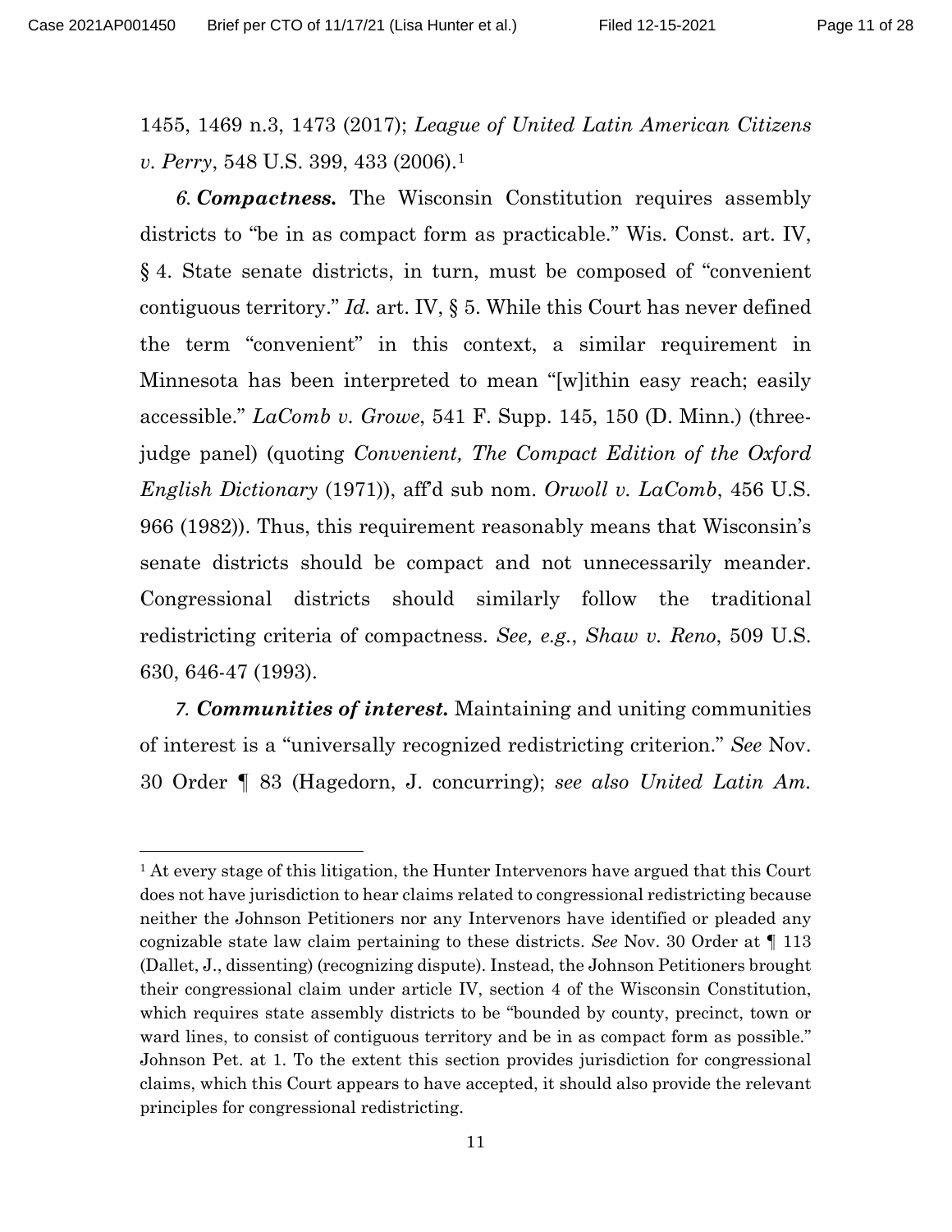1455, 1469 n.3, 1473 (2017); *League of United Latin American Citizens v. Perry*, 548 U.S. 399, 433 (2006).[1]

*6.* ***Compactness.*** The Wisconsin Constitution requires assembly districts to "be in as compact form as practicable." Wis. Const. art. IV, § 4. State senate districts, in turn, must be composed of "convenient contiguous territory." *Id.* art. IV, § 5. While this Court has never defined the term "convenient" in this context, a similar requirement in Minnesota has been interpreted to mean "[w]ithin easy reach; easily accessible." *LaComb v. Growe*, 541 F. Supp. 145, 150 (D. Minn.) (three-judge panel) (quoting *Convenient, The Compact Edition of the Oxford English Dictionary* (1971)), aff'd sub nom. *Orwoll v. LaComb*, 456 U.S. 966 (1982)). Thus, this requirement reasonably means that Wisconsin's senate districts should be compact and not unnecessarily meander. Congressional districts should similarly follow the traditional redistricting criteria of compactness. *See, e.g.*, *Shaw v. Reno*, 509 U.S. 630, 646-47 (1993).

*7.* ***Communities of interest.*** Maintaining and uniting communities of interest is a "universally recognized redistricting criterion." *See* Nov. 30 Order ¶ 83 (Hagedorn, J. concurring); *see also United Latin Am.*

---

[1] At every stage of this litigation, the Hunter Intervenors have argued that this Court does not have jurisdiction to hear claims related to congressional redistricting because neither the Johnson Petitioners nor any Intervenors have identified or pleaded any cognizable state law claim pertaining to these districts. *See* Nov. 30 Order at ¶ 113 (Dallet, J., dissenting) (recognizing dispute). Instead, the Johnson Petitioners brought their congressional claim under article IV, section 4 of the Wisconsin Constitution, which requires state assembly districts to be "bounded by county, precinct, town or ward lines, to consist of contiguous territory and be in as compact form as possible." Johnson Pet. at 1. To the extent this section provides jurisdiction for congressional claims, which this Court appears to have accepted, it should also provide the relevant principles for congressional redistricting.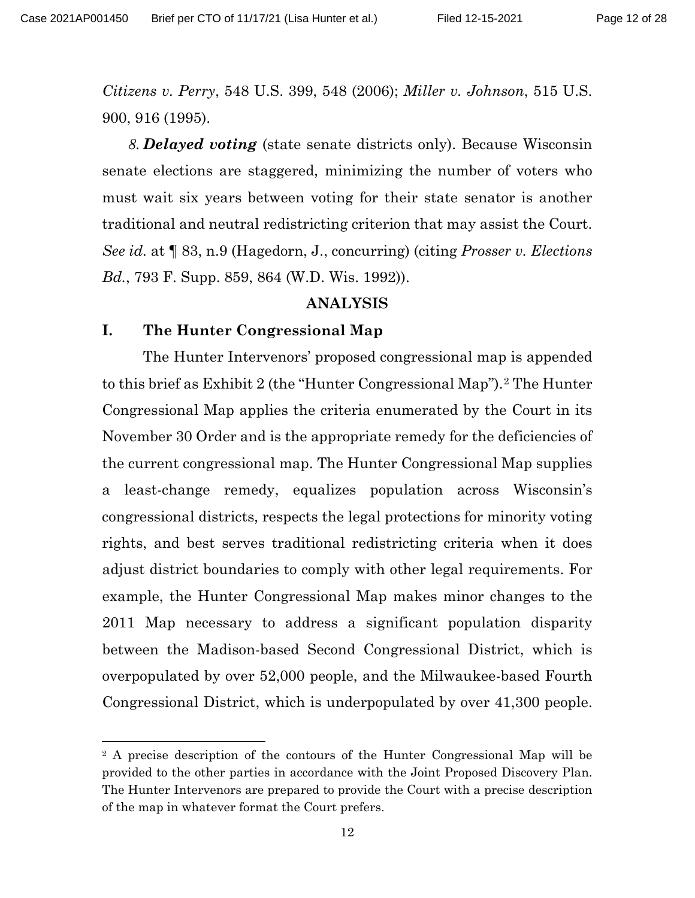*Citizens v. Perry*, 548 U.S. 399, 548 (2006); *Miller v. Johnson*, 515 U.S. 900, 916 (1995).

*8.* ***Delayed voting*** (state senate districts only). Because Wisconsin senate elections are staggered, minimizing the number of voters who must wait six years between voting for their state senator is another traditional and neutral redistricting criterion that may assist the Court. *See id.* at ¶ 83, n.9 (Hagedorn, J., concurring) (citing *Prosser v. Elections Bd.*, 793 F. Supp. 859, 864 (W.D. Wis. 1992)).

## ANALYSIS

### I. The Hunter Congressional Map

The Hunter Intervenors' proposed congressional map is appended to this brief as Exhibit 2 (the "Hunter Congressional Map").[2] The Hunter Congressional Map applies the criteria enumerated by the Court in its November 30 Order and is the appropriate remedy for the deficiencies of the current congressional map. The Hunter Congressional Map supplies a least-change remedy, equalizes population across Wisconsin's congressional districts, respects the legal protections for minority voting rights, and best serves traditional redistricting criteria when it does adjust district boundaries to comply with other legal requirements. For example, the Hunter Congressional Map makes minor changes to the 2011 Map necessary to address a significant population disparity between the Madison-based Second Congressional District, which is overpopulated by over 52,000 people, and the Milwaukee-based Fourth Congressional District, which is underpopulated by over 41,300 people.

[2] A precise description of the contours of the Hunter Congressional Map will be provided to the other parties in accordance with the Joint Proposed Discovery Plan. The Hunter Intervenors are prepared to provide the Court with a precise description of the map in whatever format the Court prefers.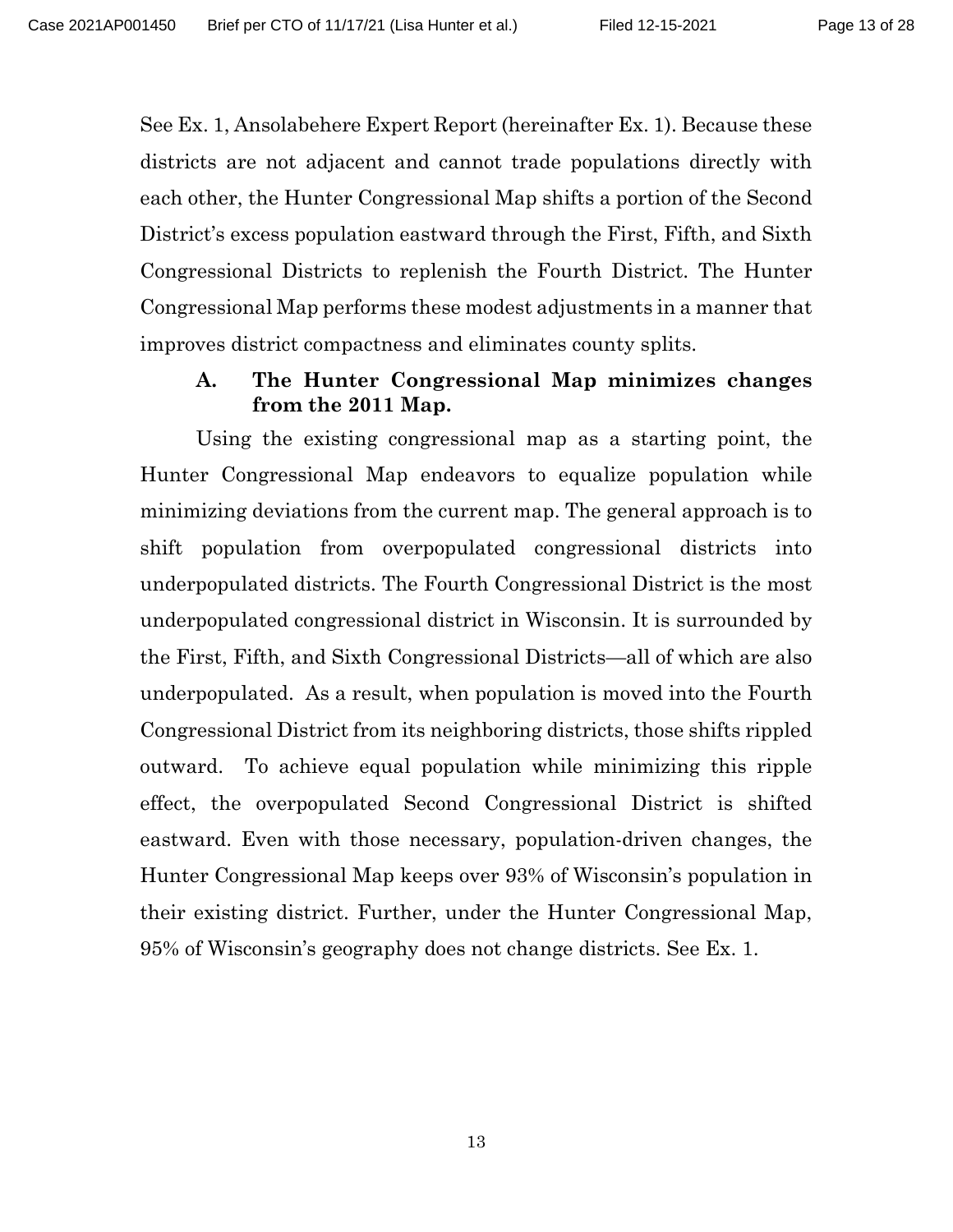See Ex. 1, Ansolabehere Expert Report (hereinafter Ex. 1). Because these districts are not adjacent and cannot trade populations directly with each other, the Hunter Congressional Map shifts a portion of the Second District's excess population eastward through the First, Fifth, and Sixth Congressional Districts to replenish the Fourth District. The Hunter Congressional Map performs these modest adjustments in a manner that improves district compactness and eliminates county splits.

### A. The Hunter Congressional Map minimizes changes from the 2011 Map.

Using the existing congressional map as a starting point, the Hunter Congressional Map endeavors to equalize population while minimizing deviations from the current map. The general approach is to shift population from overpopulated congressional districts into underpopulated districts. The Fourth Congressional District is the most underpopulated congressional district in Wisconsin. It is surrounded by the First, Fifth, and Sixth Congressional Districts—all of which are also underpopulated. As a result, when population is moved into the Fourth Congressional District from its neighboring districts, those shifts rippled outward. To achieve equal population while minimizing this ripple effect, the overpopulated Second Congressional District is shifted eastward. Even with those necessary, population-driven changes, the Hunter Congressional Map keeps over 93% of Wisconsin's population in their existing district. Further, under the Hunter Congressional Map, 95% of Wisconsin's geography does not change districts. See Ex. 1.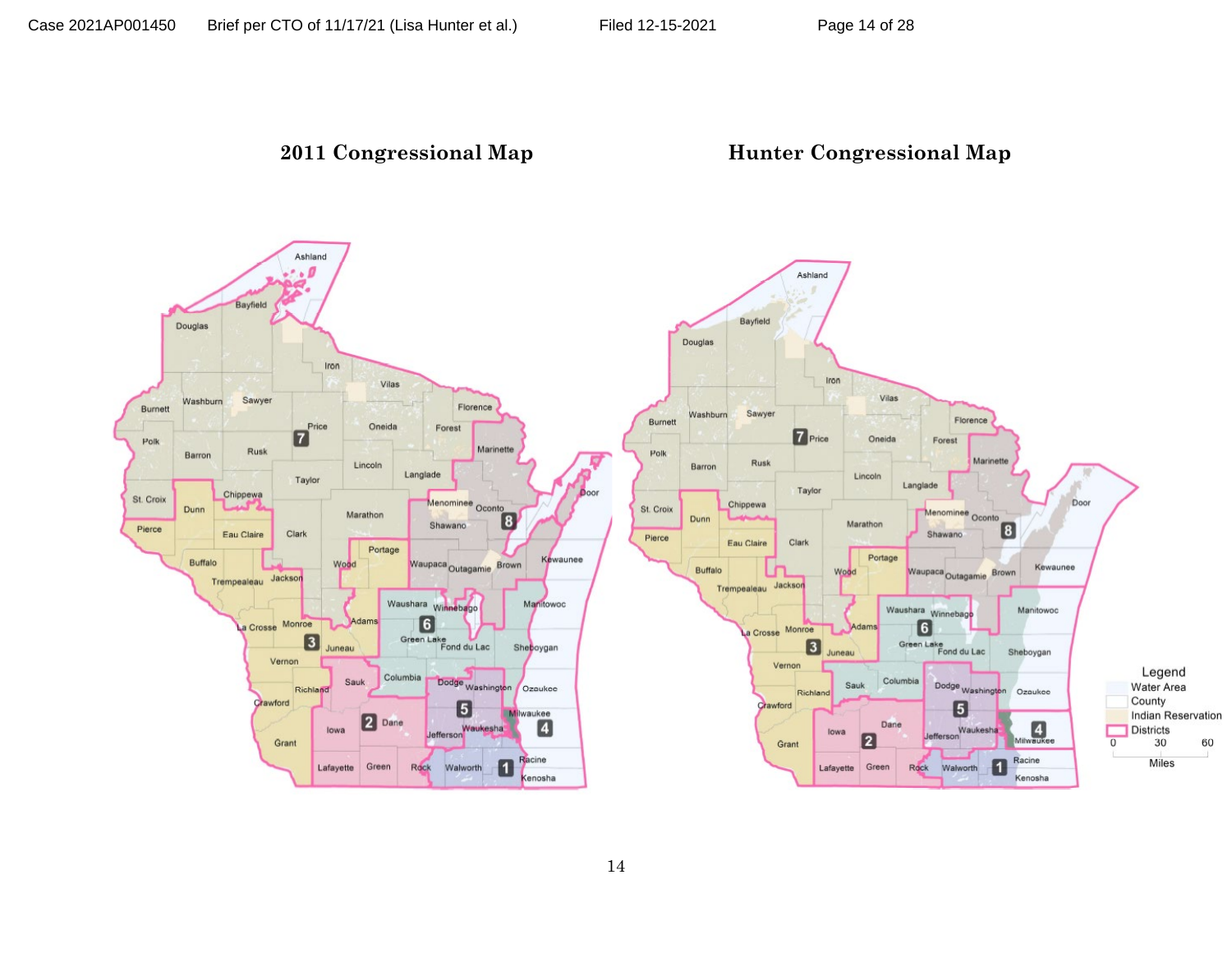**2011 Congressional Map**

**Hunter Congressional Map**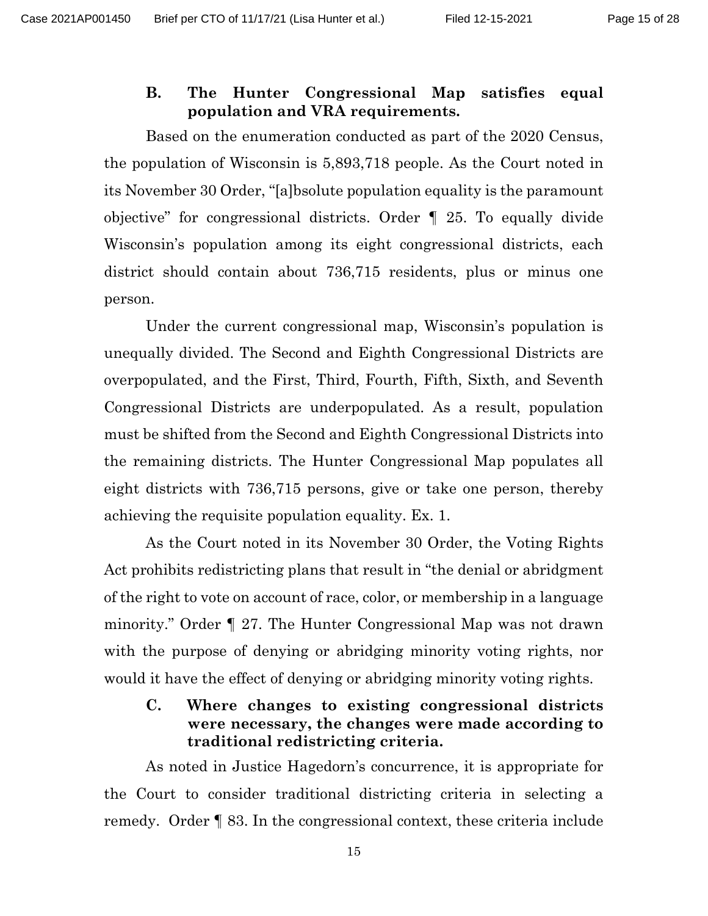### B. The Hunter Congressional Map satisfies equal population and VRA requirements.

Based on the enumeration conducted as part of the 2020 Census, the population of Wisconsin is 5,893,718 people. As the Court noted in its November 30 Order, "[a]bsolute population equality is the paramount objective" for congressional districts. Order ¶ 25. To equally divide Wisconsin's population among its eight congressional districts, each district should contain about 736,715 residents, plus or minus one person.

Under the current congressional map, Wisconsin's population is unequally divided. The Second and Eighth Congressional Districts are overpopulated, and the First, Third, Fourth, Fifth, Sixth, and Seventh Congressional Districts are underpopulated. As a result, population must be shifted from the Second and Eighth Congressional Districts into the remaining districts. The Hunter Congressional Map populates all eight districts with 736,715 persons, give or take one person, thereby achieving the requisite population equality. Ex. 1.

As the Court noted in its November 30 Order, the Voting Rights Act prohibits redistricting plans that result in "the denial or abridgment of the right to vote on account of race, color, or membership in a language minority." Order ¶ 27. The Hunter Congressional Map was not drawn with the purpose of denying or abridging minority voting rights, nor would it have the effect of denying or abridging minority voting rights.

### C. Where changes to existing congressional districts were necessary, the changes were made according to traditional redistricting criteria.

As noted in Justice Hagedorn's concurrence, it is appropriate for the Court to consider traditional districting criteria in selecting a remedy. Order ¶ 83. In the congressional context, these criteria include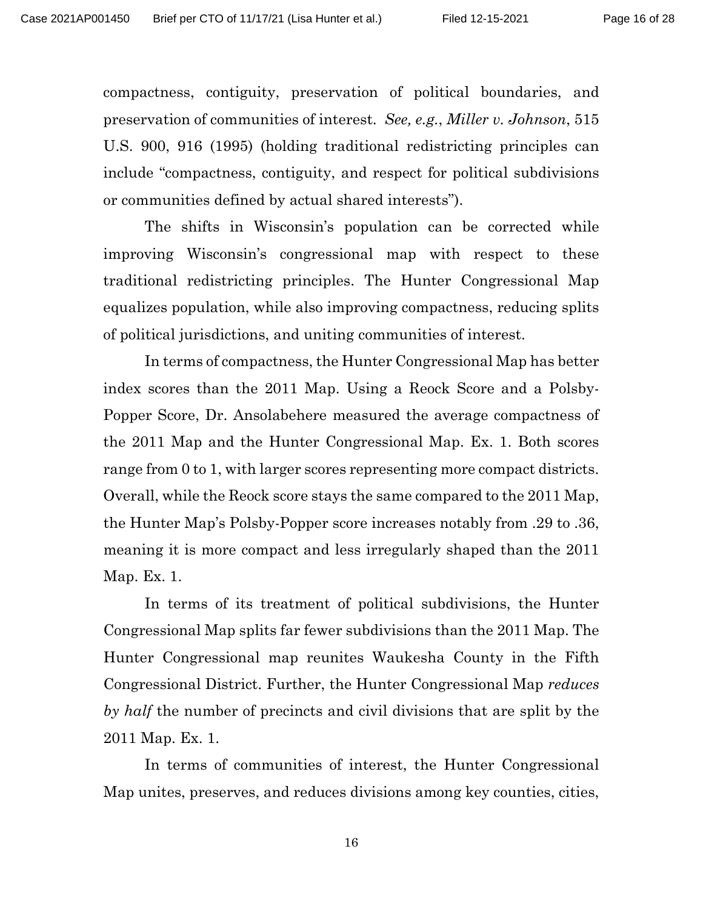compactness, contiguity, preservation of political boundaries, and preservation of communities of interest. *See, e.g.*, *Miller v. Johnson*, 515 U.S. 900, 916 (1995) (holding traditional redistricting principles can include "compactness, contiguity, and respect for political subdivisions or communities defined by actual shared interests").

The shifts in Wisconsin's population can be corrected while improving Wisconsin's congressional map with respect to these traditional redistricting principles. The Hunter Congressional Map equalizes population, while also improving compactness, reducing splits of political jurisdictions, and uniting communities of interest.

In terms of compactness, the Hunter Congressional Map has better index scores than the 2011 Map. Using a Reock Score and a Polsby-Popper Score, Dr. Ansolabehere measured the average compactness of the 2011 Map and the Hunter Congressional Map. Ex. 1. Both scores range from 0 to 1, with larger scores representing more compact districts. Overall, while the Reock score stays the same compared to the 2011 Map, the Hunter Map's Polsby-Popper score increases notably from .29 to .36, meaning it is more compact and less irregularly shaped than the 2011 Map. Ex. 1.

In terms of its treatment of political subdivisions, the Hunter Congressional Map splits far fewer subdivisions than the 2011 Map. The Hunter Congressional map reunites Waukesha County in the Fifth Congressional District. Further, the Hunter Congressional Map *reduces by half* the number of precincts and civil divisions that are split by the 2011 Map. Ex. 1.

In terms of communities of interest, the Hunter Congressional Map unites, preserves, and reduces divisions among key counties, cities,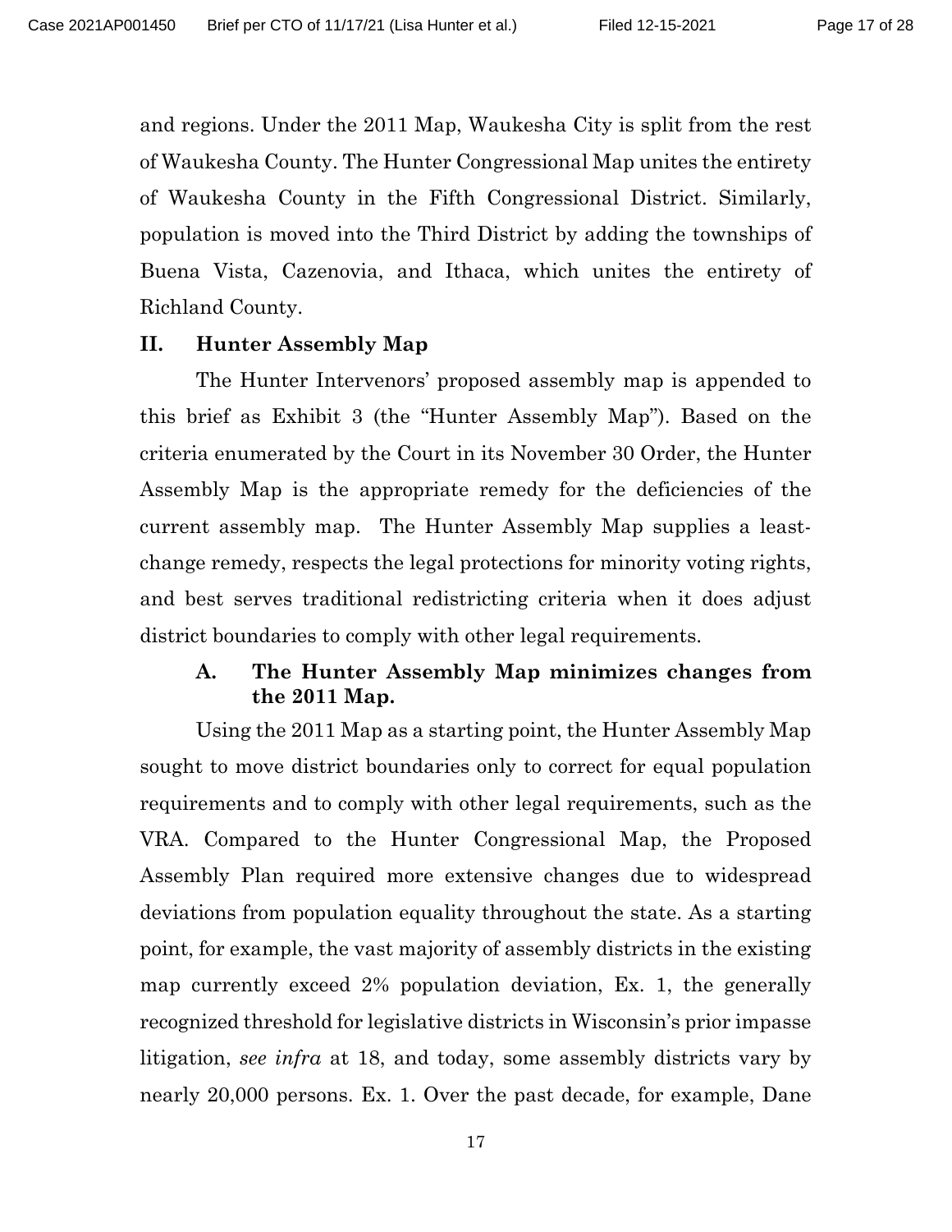and regions. Under the 2011 Map, Waukesha City is split from the rest of Waukesha County. The Hunter Congressional Map unites the entirety of Waukesha County in the Fifth Congressional District. Similarly, population is moved into the Third District by adding the townships of Buena Vista, Cazenovia, and Ithaca, which unites the entirety of Richland County.

## II. Hunter Assembly Map

The Hunter Intervenors' proposed assembly map is appended to this brief as Exhibit 3 (the "Hunter Assembly Map"). Based on the criteria enumerated by the Court in its November 30 Order, the Hunter Assembly Map is the appropriate remedy for the deficiencies of the current assembly map. The Hunter Assembly Map supplies a least-change remedy, respects the legal protections for minority voting rights, and best serves traditional redistricting criteria when it does adjust district boundaries to comply with other legal requirements.

### A. The Hunter Assembly Map minimizes changes from the 2011 Map.

Using the 2011 Map as a starting point, the Hunter Assembly Map sought to move district boundaries only to correct for equal population requirements and to comply with other legal requirements, such as the VRA. Compared to the Hunter Congressional Map, the Proposed Assembly Plan required more extensive changes due to widespread deviations from population equality throughout the state. As a starting point, for example, the vast majority of assembly districts in the existing map currently exceed 2% population deviation, Ex. 1, the generally recognized threshold for legislative districts in Wisconsin's prior impasse litigation, *see infra* at 18, and today, some assembly districts vary by nearly 20,000 persons. Ex. 1. Over the past decade, for example, Dane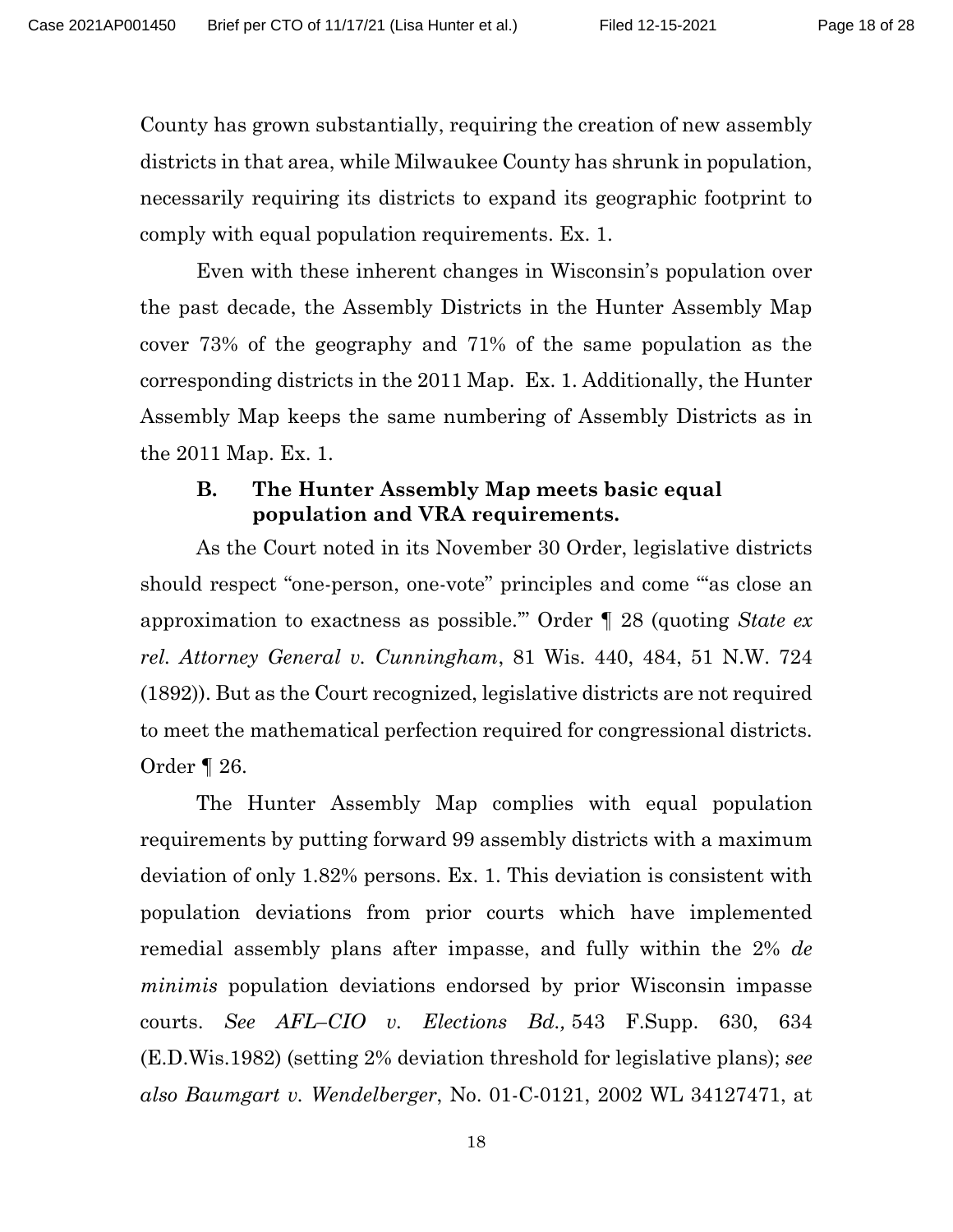County has grown substantially, requiring the creation of new assembly districts in that area, while Milwaukee County has shrunk in population, necessarily requiring its districts to expand its geographic footprint to comply with equal population requirements. Ex. 1.

Even with these inherent changes in Wisconsin's population over the past decade, the Assembly Districts in the Hunter Assembly Map cover 73% of the geography and 71% of the same population as the corresponding districts in the 2011 Map. Ex. 1. Additionally, the Hunter Assembly Map keeps the same numbering of Assembly Districts as in the 2011 Map. Ex. 1.

### B. The Hunter Assembly Map meets basic equal population and VRA requirements.

As the Court noted in its November 30 Order, legislative districts should respect "one-person, one-vote" principles and come "'as close an approximation to exactness as possible.'" Order ¶ 28 (quoting *State ex rel. Attorney General v. Cunningham*, 81 Wis. 440, 484, 51 N.W. 724 (1892)). But as the Court recognized, legislative districts are not required to meet the mathematical perfection required for congressional districts. Order ¶ 26.

The Hunter Assembly Map complies with equal population requirements by putting forward 99 assembly districts with a maximum deviation of only 1.82% persons. Ex. 1. This deviation is consistent with population deviations from prior courts which have implemented remedial assembly plans after impasse, and fully within the 2% *de minimis* population deviations endorsed by prior Wisconsin impasse courts. *See AFL–CIO v. Elections Bd.,* 543 F.Supp. 630, 634 (E.D.Wis.1982) (setting 2% deviation threshold for legislative plans); *see also Baumgart v. Wendelberger*, No. 01-C-0121, 2002 WL 34127471, at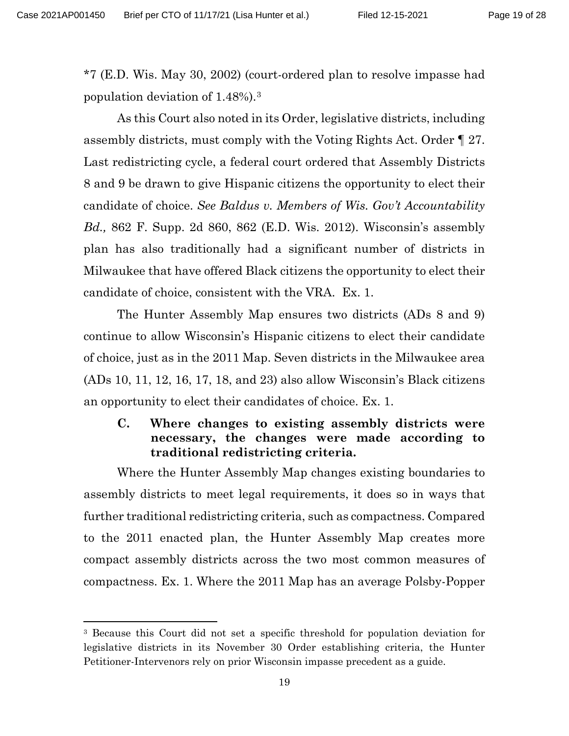*7 (E.D. Wis. May 30, 2002) (court-ordered plan to resolve impasse had population deviation of 1.48%).[3]

As this Court also noted in its Order, legislative districts, including assembly districts, must comply with the Voting Rights Act. Order ¶ 27. Last redistricting cycle, a federal court ordered that Assembly Districts 8 and 9 be drawn to give Hispanic citizens the opportunity to elect their candidate of choice. *See Baldus v. Members of Wis. Gov't Accountability Bd.,* 862 F. Supp. 2d 860, 862 (E.D. Wis. 2012). Wisconsin's assembly plan has also traditionally had a significant number of districts in Milwaukee that have offered Black citizens the opportunity to elect their candidate of choice, consistent with the VRA. Ex. 1.

The Hunter Assembly Map ensures two districts (ADs 8 and 9) continue to allow Wisconsin's Hispanic citizens to elect their candidate of choice, just as in the 2011 Map. Seven districts in the Milwaukee area (ADs 10, 11, 12, 16, 17, 18, and 23) also allow Wisconsin's Black citizens an opportunity to elect their candidates of choice. Ex. 1.

### C. Where changes to existing assembly districts were necessary, the changes were made according to traditional redistricting criteria.

Where the Hunter Assembly Map changes existing boundaries to assembly districts to meet legal requirements, it does so in ways that further traditional redistricting criteria, such as compactness. Compared to the 2011 enacted plan, the Hunter Assembly Map creates more compact assembly districts across the two most common measures of compactness. Ex. 1. Where the 2011 Map has an average Polsby-Popper

---

[3] Because this Court did not set a specific threshold for population deviation for legislative districts in its November 30 Order establishing criteria, the Hunter Petitioner-Intervenors rely on prior Wisconsin impasse precedent as a guide.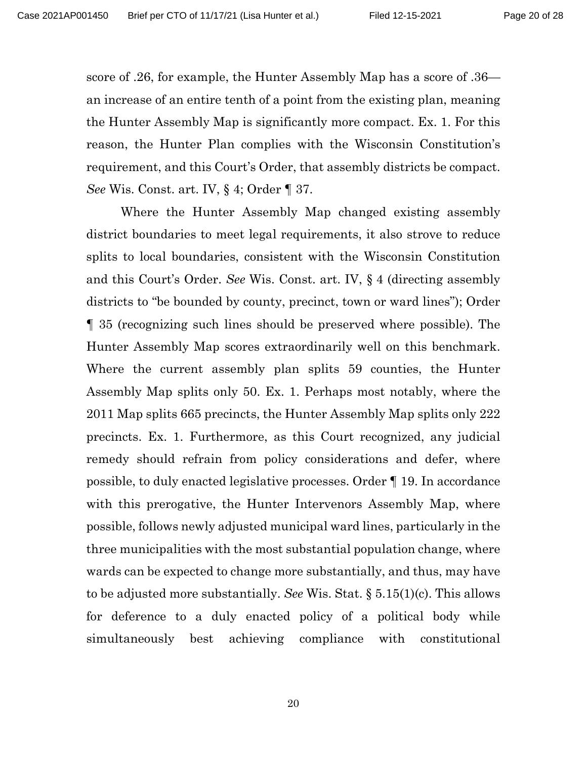score of .26, for example, the Hunter Assembly Map has a score of .36—an increase of an entire tenth of a point from the existing plan, meaning the Hunter Assembly Map is significantly more compact. Ex. 1. For this reason, the Hunter Plan complies with the Wisconsin Constitution's requirement, and this Court's Order, that assembly districts be compact. *See* Wis. Const. art. IV, § 4; Order ¶ 37.

Where the Hunter Assembly Map changed existing assembly district boundaries to meet legal requirements, it also strove to reduce splits to local boundaries, consistent with the Wisconsin Constitution and this Court's Order. *See* Wis. Const. art. IV, § 4 (directing assembly districts to "be bounded by county, precinct, town or ward lines"); Order ¶ 35 (recognizing such lines should be preserved where possible). The Hunter Assembly Map scores extraordinarily well on this benchmark. Where the current assembly plan splits 59 counties, the Hunter Assembly Map splits only 50. Ex. 1. Perhaps most notably, where the 2011 Map splits 665 precincts, the Hunter Assembly Map splits only 222 precincts. Ex. 1. Furthermore, as this Court recognized, any judicial remedy should refrain from policy considerations and defer, where possible, to duly enacted legislative processes. Order ¶ 19. In accordance with this prerogative, the Hunter Intervenors Assembly Map, where possible, follows newly adjusted municipal ward lines, particularly in the three municipalities with the most substantial population change, where wards can be expected to change more substantially, and thus, may have to be adjusted more substantially. *See* Wis. Stat. § 5.15(1)(c). This allows for deference to a duly enacted policy of a political body while simultaneously best achieving compliance with constitutional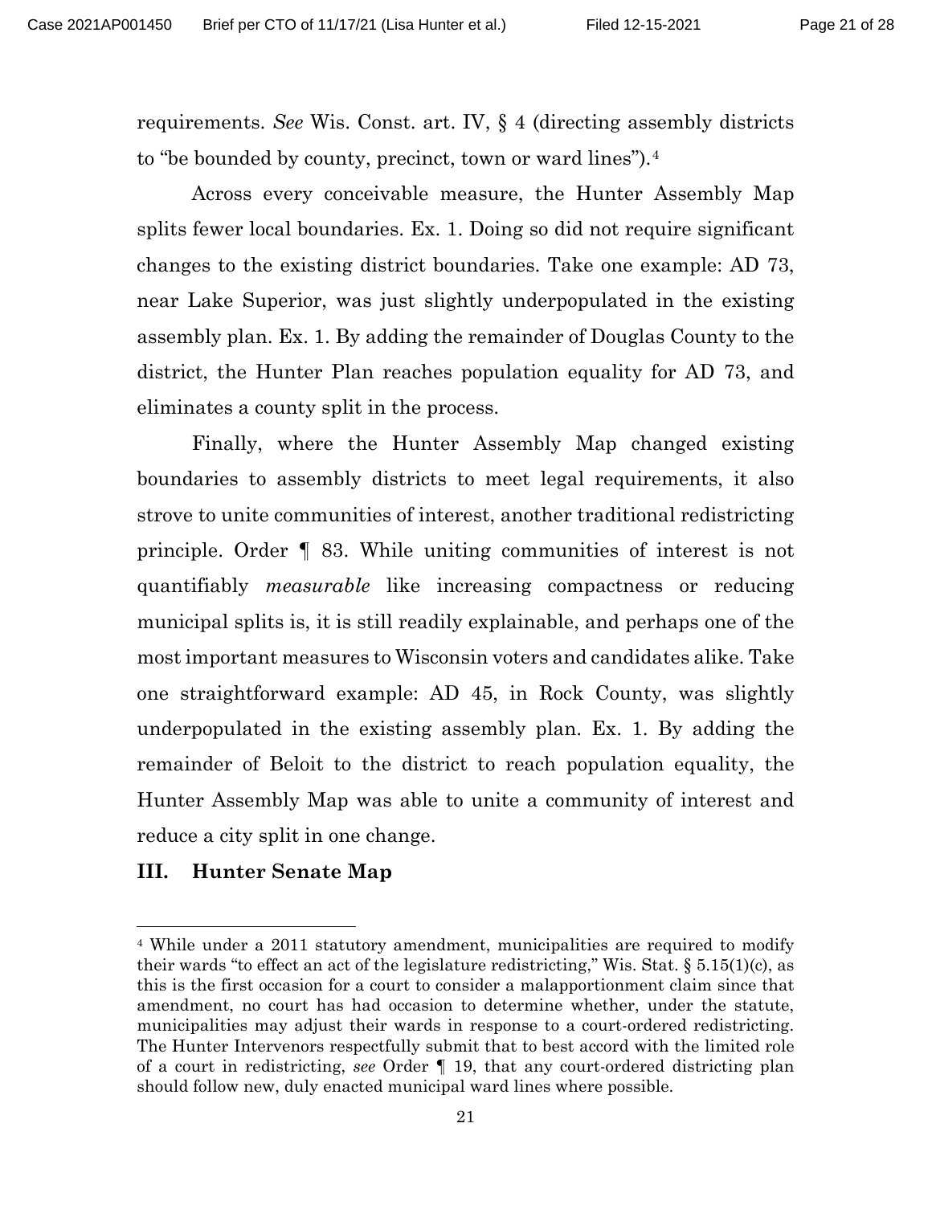requirements. *See* Wis. Const. art. IV, § 4 (directing assembly districts to "be bounded by county, precinct, town or ward lines").[4]

Across every conceivable measure, the Hunter Assembly Map splits fewer local boundaries. Ex. 1. Doing so did not require significant changes to the existing district boundaries. Take one example: AD 73, near Lake Superior, was just slightly underpopulated in the existing assembly plan. Ex. 1. By adding the remainder of Douglas County to the district, the Hunter Plan reaches population equality for AD 73, and eliminates a county split in the process.

Finally, where the Hunter Assembly Map changed existing boundaries to assembly districts to meet legal requirements, it also strove to unite communities of interest, another traditional redistricting principle. Order ¶ 83. While uniting communities of interest is not quantifiably *measurable* like increasing compactness or reducing municipal splits is, it is still readily explainable, and perhaps one of the most important measures to Wisconsin voters and candidates alike. Take one straightforward example: AD 45, in Rock County, was slightly underpopulated in the existing assembly plan. Ex. 1. By adding the remainder of Beloit to the district to reach population equality, the Hunter Assembly Map was able to unite a community of interest and reduce a city split in one change.

### III. Hunter Senate Map

[4] While under a 2011 statutory amendment, municipalities are required to modify their wards "to effect an act of the legislature redistricting," Wis. Stat. § 5.15(1)(c), as this is the first occasion for a court to consider a malapportionment claim since that amendment, no court has had occasion to determine whether, under the statute, municipalities may adjust their wards in response to a court-ordered redistricting. The Hunter Intervenors respectfully submit that to best accord with the limited role of a court in redistricting, *see* Order ¶ 19, that any court-ordered districting plan should follow new, duly enacted municipal ward lines where possible.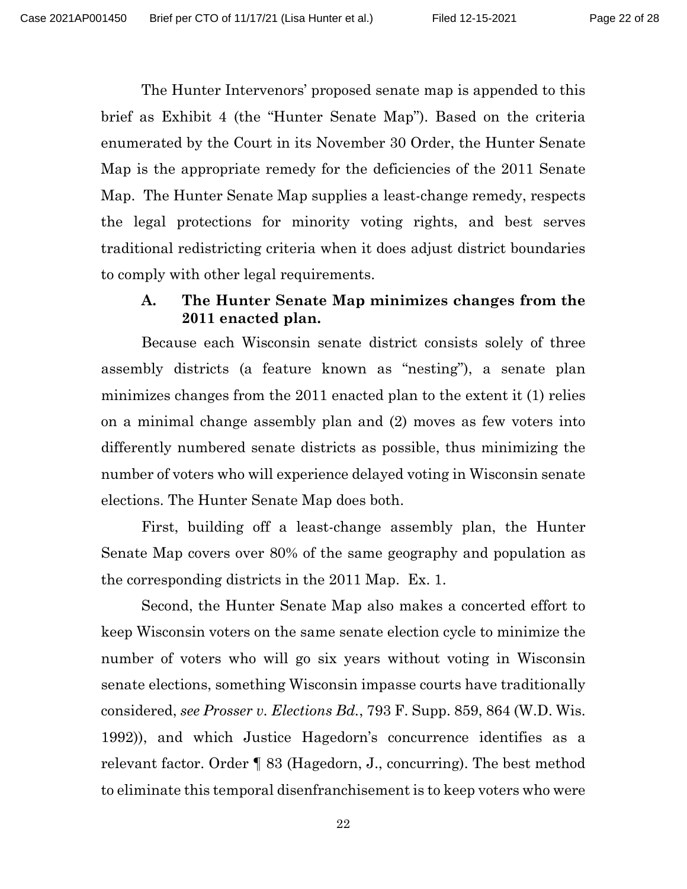The Hunter Intervenors' proposed senate map is appended to this brief as Exhibit 4 (the "Hunter Senate Map"). Based on the criteria enumerated by the Court in its November 30 Order, the Hunter Senate Map is the appropriate remedy for the deficiencies of the 2011 Senate Map. The Hunter Senate Map supplies a least-change remedy, respects the legal protections for minority voting rights, and best serves traditional redistricting criteria when it does adjust district boundaries to comply with other legal requirements.

### A. The Hunter Senate Map minimizes changes from the 2011 enacted plan.

Because each Wisconsin senate district consists solely of three assembly districts (a feature known as "nesting"), a senate plan minimizes changes from the 2011 enacted plan to the extent it (1) relies on a minimal change assembly plan and (2) moves as few voters into differently numbered senate districts as possible, thus minimizing the number of voters who will experience delayed voting in Wisconsin senate elections. The Hunter Senate Map does both.

First, building off a least-change assembly plan, the Hunter Senate Map covers over 80% of the same geography and population as the corresponding districts in the 2011 Map. Ex. 1.

Second, the Hunter Senate Map also makes a concerted effort to keep Wisconsin voters on the same senate election cycle to minimize the number of voters who will go six years without voting in Wisconsin senate elections, something Wisconsin impasse courts have traditionally considered, *see Prosser v. Elections Bd.*, 793 F. Supp. 859, 864 (W.D. Wis. 1992)), and which Justice Hagedorn's concurrence identifies as a relevant factor. Order ¶ 83 (Hagedorn, J., concurring). The best method to eliminate this temporal disenfranchisement is to keep voters who were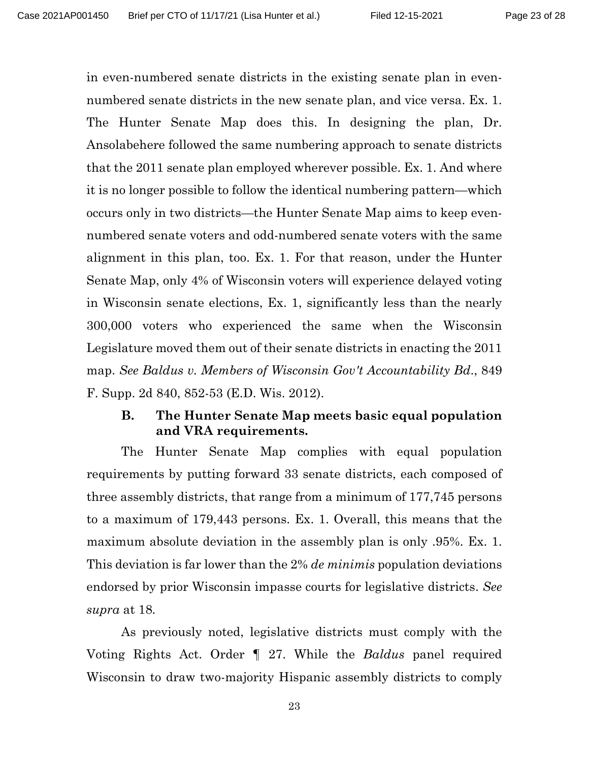in even-numbered senate districts in the existing senate plan in even-numbered senate districts in the new senate plan, and vice versa. Ex. 1. The Hunter Senate Map does this. In designing the plan, Dr. Ansolabehere followed the same numbering approach to senate districts that the 2011 senate plan employed wherever possible. Ex. 1. And where it is no longer possible to follow the identical numbering pattern—which occurs only in two districts—the Hunter Senate Map aims to keep even-numbered senate voters and odd-numbered senate voters with the same alignment in this plan, too. Ex. 1. For that reason, under the Hunter Senate Map, only 4% of Wisconsin voters will experience delayed voting in Wisconsin senate elections, Ex. 1, significantly less than the nearly 300,000 voters who experienced the same when the Wisconsin Legislature moved them out of their senate districts in enacting the 2011 map. *See Baldus v. Members of Wisconsin Gov't Accountability Bd.*, 849 F. Supp. 2d 840, 852-53 (E.D. Wis. 2012).

### B. The Hunter Senate Map meets basic equal population and VRA requirements.

The Hunter Senate Map complies with equal population requirements by putting forward 33 senate districts, each composed of three assembly districts, that range from a minimum of 177,745 persons to a maximum of 179,443 persons. Ex. 1. Overall, this means that the maximum absolute deviation in the assembly plan is only .95%. Ex. 1. This deviation is far lower than the 2% *de minimis* population deviations endorsed by prior Wisconsin impasse courts for legislative districts. *See supra* at 18.

As previously noted, legislative districts must comply with the Voting Rights Act. Order ¶ 27. While the *Baldus* panel required Wisconsin to draw two-majority Hispanic assembly districts to comply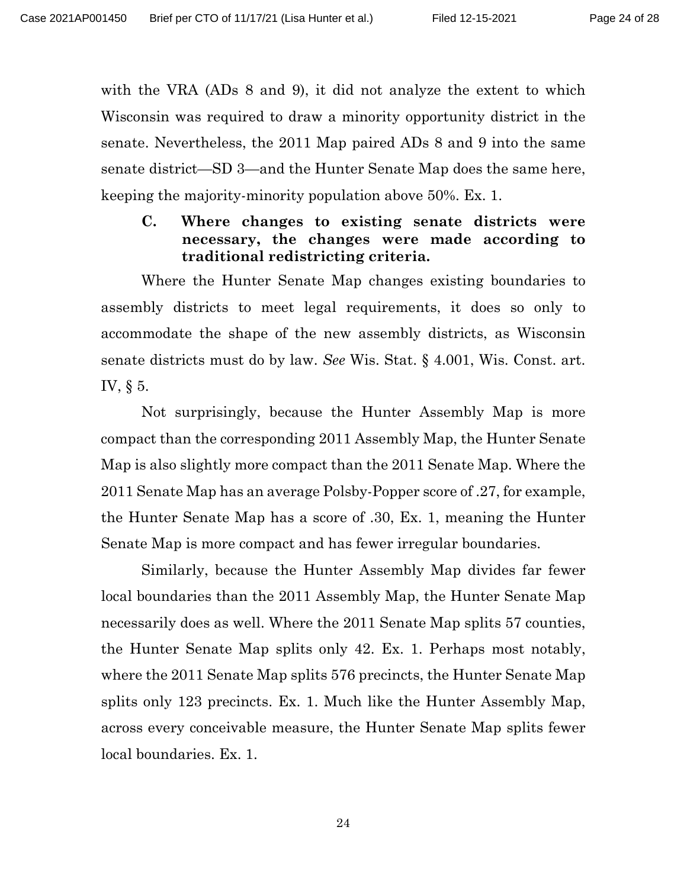with the VRA (ADs 8 and 9), it did not analyze the extent to which Wisconsin was required to draw a minority opportunity district in the senate. Nevertheless, the 2011 Map paired ADs 8 and 9 into the same senate district—SD 3—and the Hunter Senate Map does the same here, keeping the majority-minority population above 50%. Ex. 1.

### C. Where changes to existing senate districts were necessary, the changes were made according to traditional redistricting criteria.

Where the Hunter Senate Map changes existing boundaries to assembly districts to meet legal requirements, it does so only to accommodate the shape of the new assembly districts, as Wisconsin senate districts must do by law. *See* Wis. Stat. § 4.001, Wis. Const. art. IV, § 5.

Not surprisingly, because the Hunter Assembly Map is more compact than the corresponding 2011 Assembly Map, the Hunter Senate Map is also slightly more compact than the 2011 Senate Map. Where the 2011 Senate Map has an average Polsby-Popper score of .27, for example, the Hunter Senate Map has a score of .30, Ex. 1, meaning the Hunter Senate Map is more compact and has fewer irregular boundaries.

Similarly, because the Hunter Assembly Map divides far fewer local boundaries than the 2011 Assembly Map, the Hunter Senate Map necessarily does as well. Where the 2011 Senate Map splits 57 counties, the Hunter Senate Map splits only 42. Ex. 1. Perhaps most notably, where the 2011 Senate Map splits 576 precincts, the Hunter Senate Map splits only 123 precincts. Ex. 1. Much like the Hunter Assembly Map, across every conceivable measure, the Hunter Senate Map splits fewer local boundaries. Ex. 1.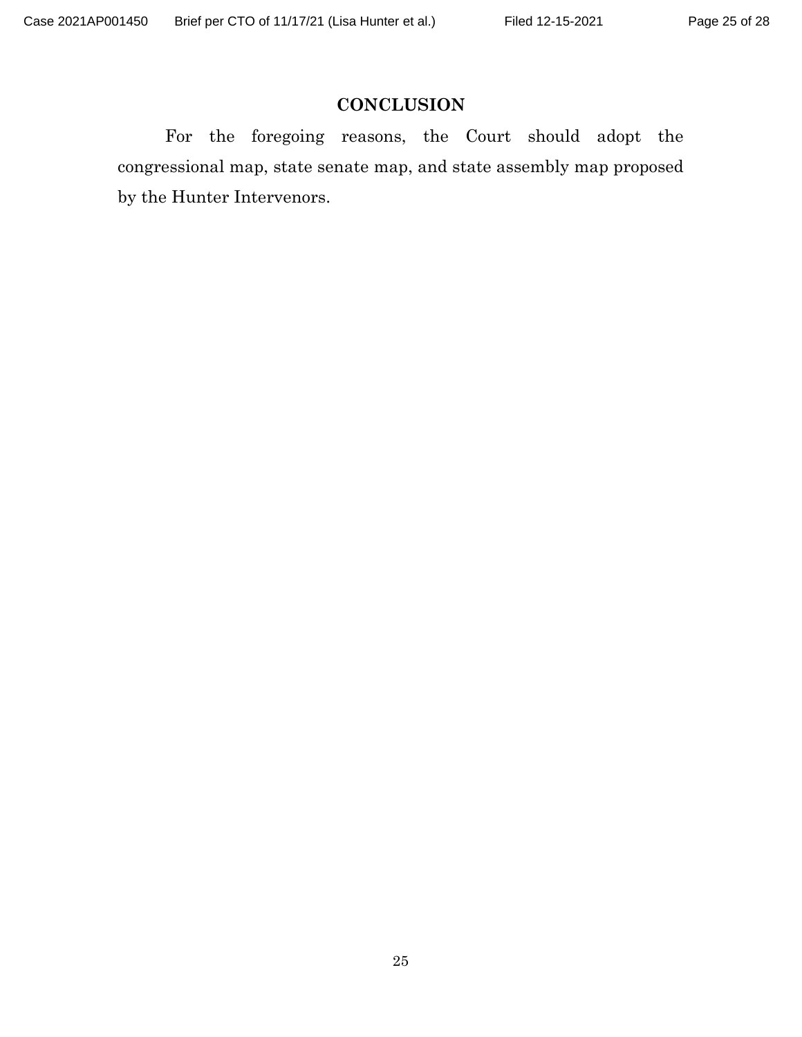## CONCLUSION

For the foregoing reasons, the Court should adopt the congressional map, state senate map, and state assembly map proposed by the Hunter Intervenors.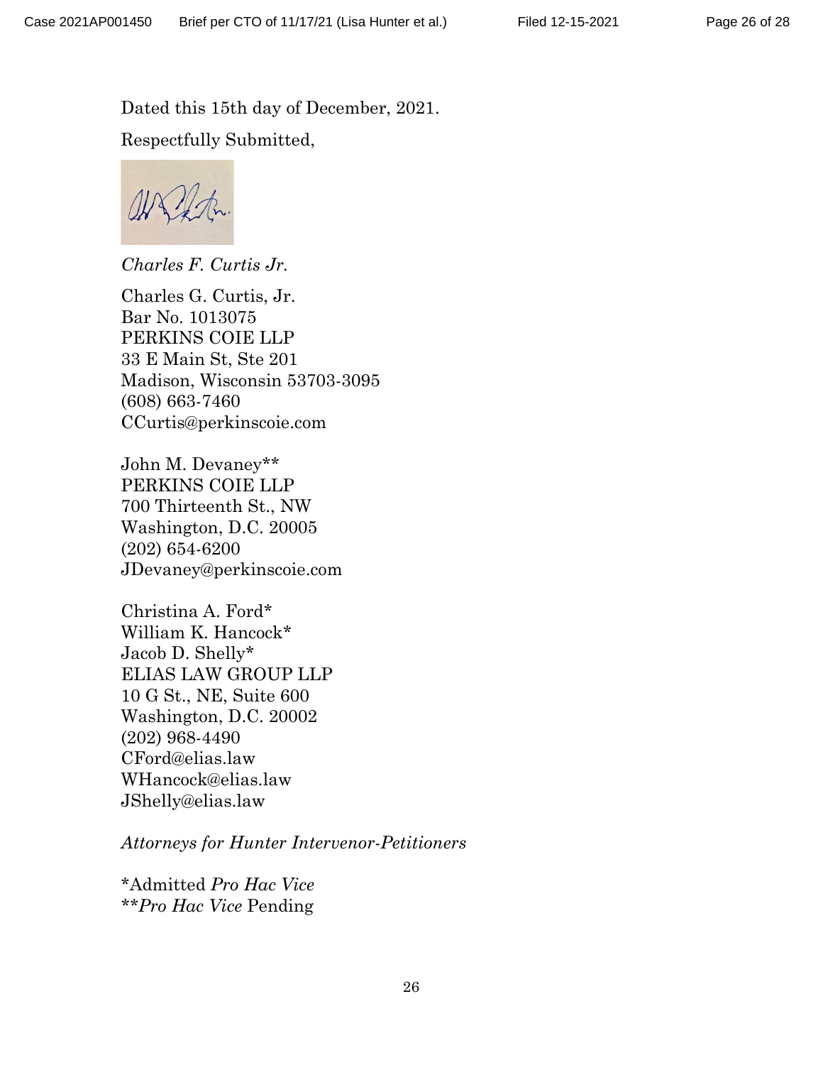Dated this 15th day of December, 2021.

Respectfully Submitted,

*Charles F. Curtis Jr.*

Charles G. Curtis, Jr.
Bar No. 1013075
PERKINS COIE LLP
33 E Main St, Ste 201
Madison, Wisconsin 53703-3095
(608) 663-7460
CCurtis@perkinscoie.com

John M. Devaney**
PERKINS COIE LLP
700 Thirteenth St., NW
Washington, D.C. 20005
(202) 654-6200
JDevaney@perkinscoie.com

Christina A. Ford*
William K. Hancock*
Jacob D. Shelly*
ELIAS LAW GROUP LLP
10 G St., NE, Suite 600
Washington, D.C. 20002
(202) 968-4490
CFord@elias.law
WHancock@elias.law
JShelly@elias.law

*Attorneys for Hunter Intervenor-Petitioners*

*Admitted *Pro Hac Vice*
***Pro Hac Vice* Pending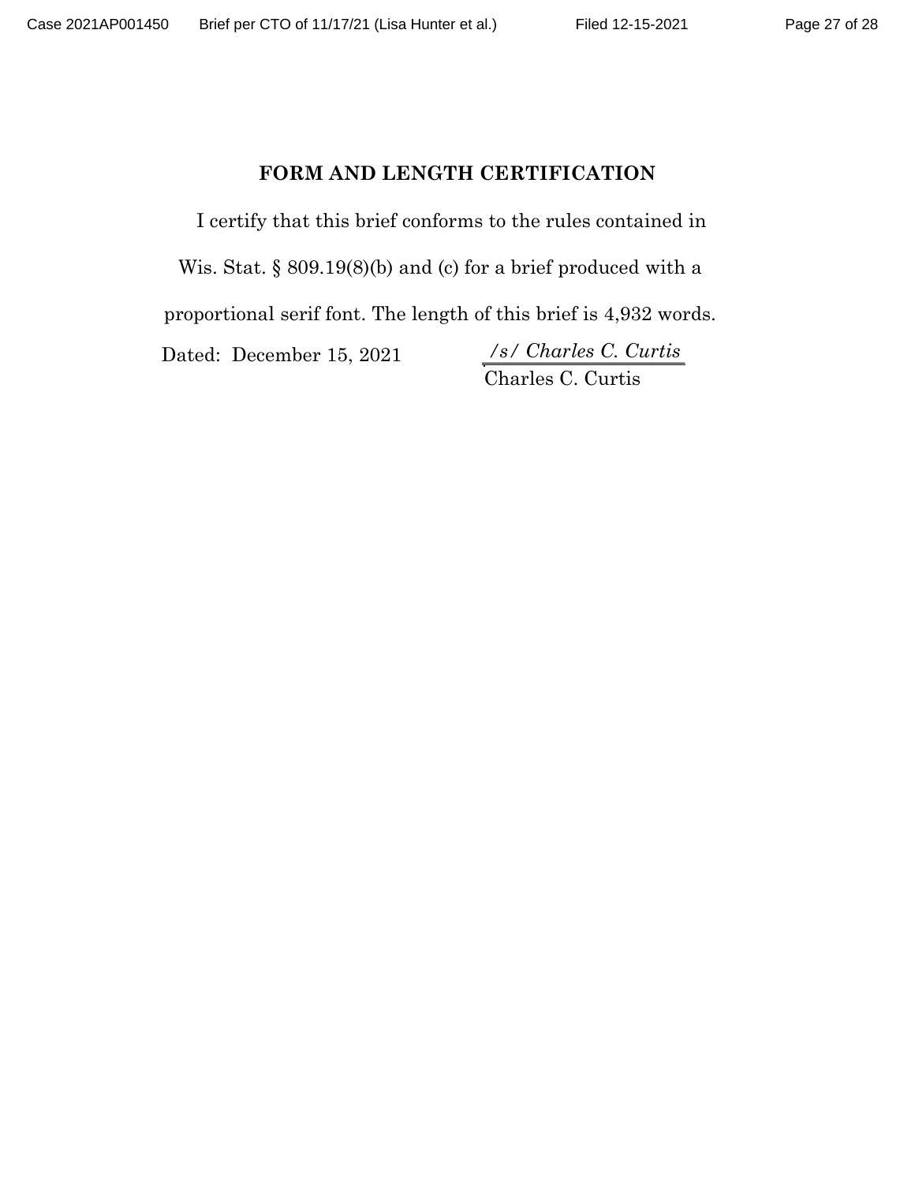## FORM AND LENGTH CERTIFICATION

I certify that this brief conforms to the rules contained in Wis. Stat. § 809.19(8)(b) and (c) for a brief produced with a proportional serif font. The length of this brief is 4,932 words.

Dated: December 15, 2021

*/s/ Charles C. Curtis*
Charles C. Curtis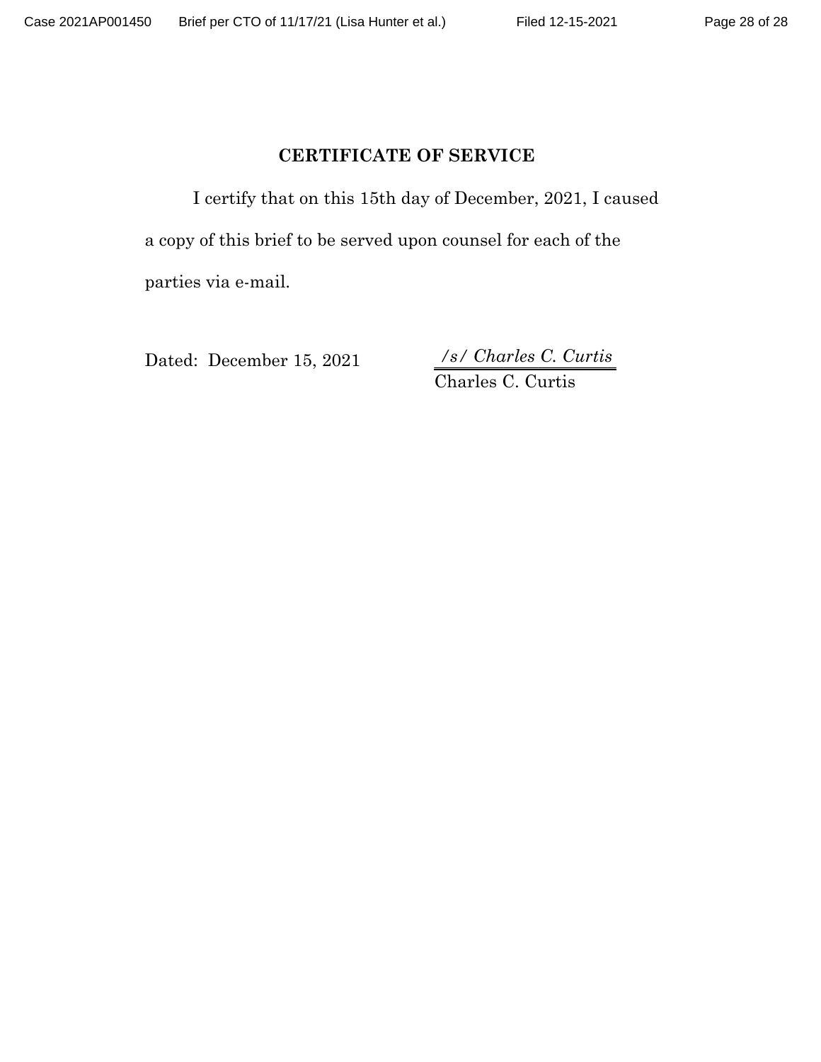## CERTIFICATE OF SERVICE

I certify that on this 15th day of December, 2021, I caused a copy of this brief to be served upon counsel for each of the parties via e-mail.

Dated: December 15, 2021

*/s/ Charles C. Curtis*

Charles C. Curtis